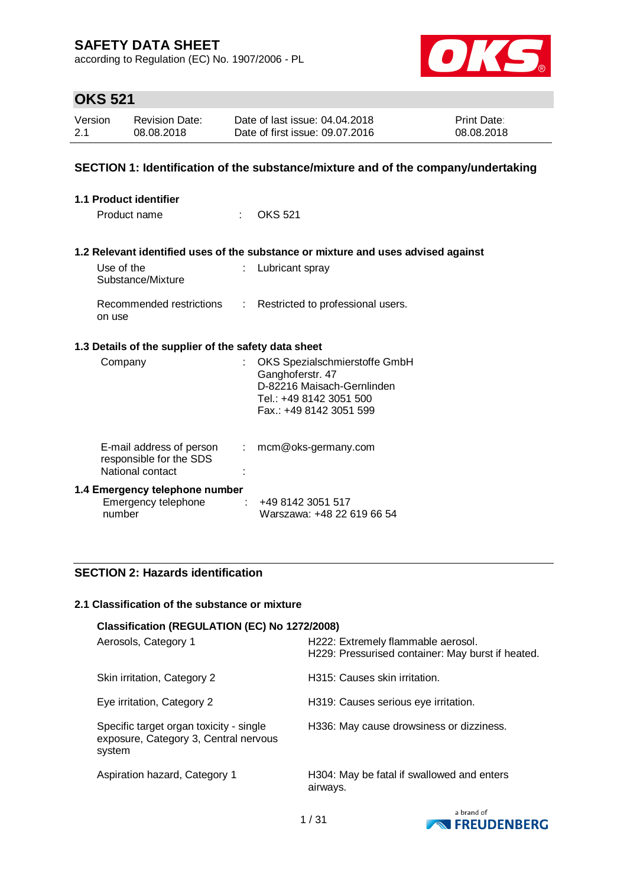# SAFETY DATA SHEET

according to Regulation (EC) No. 1907/2006 - PL

## OKS 521

| Version | Revision Date: | Date of last issue: 04.04.2018 | Print Date: |
|---|---|---|---|
| 2.1 | 08.08.2018 | Date of first issue: 09.07.2016 | 08.08.2018 |

## SECTION 1: Identification of the substance/mixture and of the company/undertaking

### 1.1 Product identifier

Product name : OKS 521

### 1.2 Relevant identified uses of the substance or mixture and uses advised against

Use of the Substance/Mixture : Lubricant spray

Recommended restrictions on use : Restricted to professional users.

### 1.3 Details of the supplier of the safety data sheet

Company : OKS Spezialschmierstoffe GmbH
Ganghoferstr. 47
D-82216 Maisach-Gernlinden
Tel.: +49 8142 3051 500
Fax.: +49 8142 3051 599

E-mail address of person responsible for the SDS : mcm@oks-germany.com

National contact :

### 1.4 Emergency telephone number

Emergency telephone number : +49 8142 3051 517
Warszawa: +48 22 619 66 54

## SECTION 2: Hazards identification

### 2.1 Classification of the substance or mixture

**Classification (REGULATION (EC) No 1272/2008)**

| | |
|---|---|
| Aerosols, Category 1 | H222: Extremely flammable aerosol.<br>H229: Pressurised container: May burst if heated. |
| Skin irritation, Category 2 | H315: Causes skin irritation. |
| Eye irritation, Category 2 | H319: Causes serious eye irritation. |
| Specific target organ toxicity - single exposure, Category 3, Central nervous system | H336: May cause drowsiness or dizziness. |
| Aspiration hazard, Category 1 | H304: May be fatal if swallowed and enters airways. |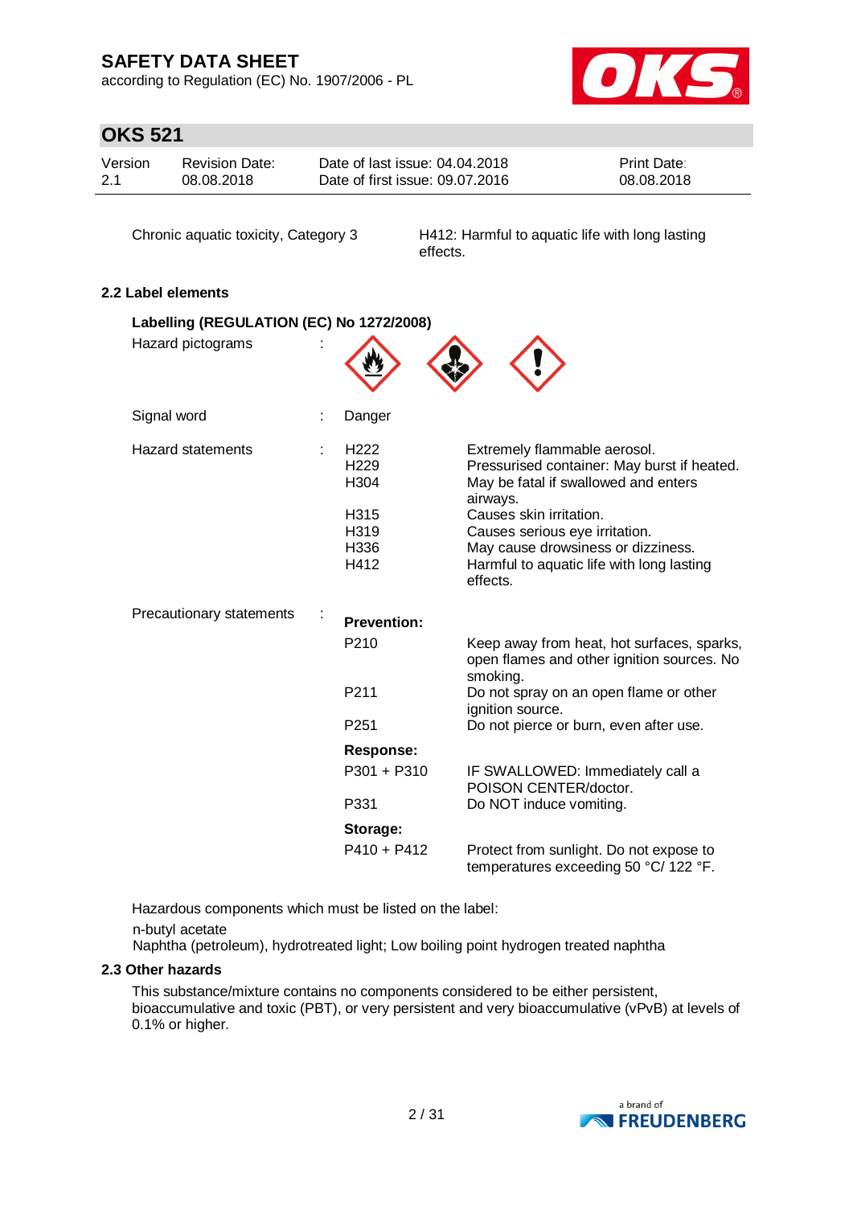| | |
|---|---|
| Chronic aquatic toxicity, Category 3 | H412: Harmful to aquatic life with long lasting effects. |

### 2.2 Label elements

**Labelling (REGULATION (EC) No 1272/2008)**

Hazard pictograms :

Signal word : Danger

Hazard statements :

| | |
|---|---|
| H222 | Extremely flammable aerosol. |
| H229 | Pressurised container: May burst if heated. |
| H304 | May be fatal if swallowed and enters airways. |
| H315 | Causes skin irritation. |
| H319 | Causes serious eye irritation. |
| H336 | May cause drowsiness or dizziness. |
| H412 | Harmful to aquatic life with long lasting effects. |

Precautionary statements :

**Prevention:**

| | |
|---|---|
| P210 | Keep away from heat, hot surfaces, sparks, open flames and other ignition sources. No smoking. |
| P211 | Do not spray on an open flame or other ignition source. |
| P251 | Do not pierce or burn, even after use. |

**Response:**

| | |
|---|---|
| P301 + P310 | IF SWALLOWED: Immediately call a POISON CENTER/doctor. |
| P331 | Do NOT induce vomiting. |

**Storage:**

| | |
|---|---|
| P410 + P412 | Protect from sunlight. Do not expose to temperatures exceeding 50 °C/ 122 °F. |

Hazardous components which must be listed on the label:

n-butyl acetate
Naphtha (petroleum), hydrotreated light; Low boiling point hydrogen treated naphtha

### 2.3 Other hazards

This substance/mixture contains no components considered to be either persistent, bioaccumulative and toxic (PBT), or very persistent and very bioaccumulative (vPvB) at levels of 0.1% or higher.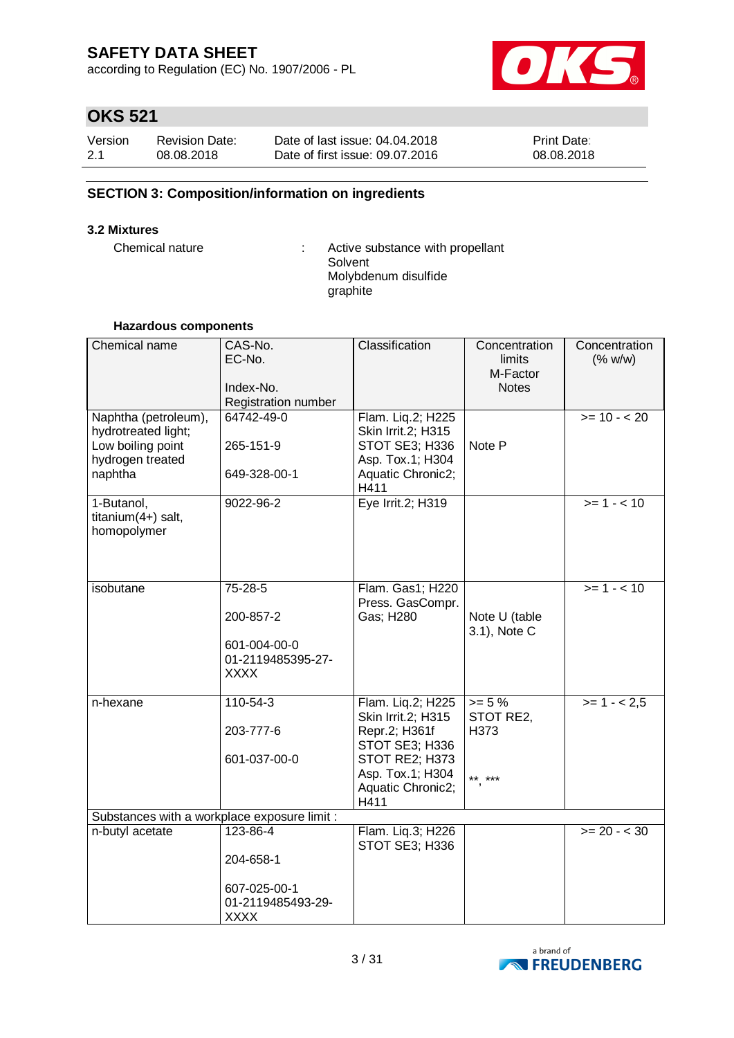## SECTION 3: Composition/information on ingredients

### 3.2 Mixtures

Chemical nature : Active substance with propellant
Solvent
Molybdenum disulfide
graphite

#### Hazardous components

| Chemical name | CAS-No.<br>EC-No.<br><br>Index-No.<br>Registration number | Classification | Concentration limits<br>M-Factor<br>Notes | Concentration (% w/w) |
|---|---|---|---|---|
| Naphtha (petroleum), hydrotreated light; Low boiling point hydrogen treated naphtha | 64742-49-0<br><br>265-151-9<br><br>649-328-00-1 | Flam. Liq.2; H225<br>Skin Irrit.2; H315<br>STOT SE3; H336<br>Asp. Tox.1; H304<br>Aquatic Chronic2; H411 | Note P | >= 10 - < 20 |
| 1-Butanol, titanium(4+) salt, homopolymer | 9022-96-2 | Eye Irrit.2; H319 | | >= 1 - < 10 |
| isobutane | 75-28-5<br><br>200-857-2<br><br>601-004-00-0<br>01-2119485395-27-XXXX | Flam. Gas1; H220<br>Press. GasCompr. Gas; H280 | Note U (table 3.1), Note C | >= 1 - < 10 |
| n-hexane | 110-54-3<br><br>203-777-6<br><br>601-037-00-0 | Flam. Liq.2; H225<br>Skin Irrit.2; H315<br>Repr.2; H361f<br>STOT SE3; H336<br>STOT RE2; H373<br>Asp. Tox.1; H304<br>Aquatic Chronic2; H411 | >= 5 %<br>STOT RE2, H373<br><br>**, *** | >= 1 - < 2,5 |
| Substances with a workplace exposure limit : | | | | |
| n-butyl acetate | 123-86-4<br><br>204-658-1<br><br>607-025-00-1<br>01-2119485493-29-XXXX | Flam. Liq.3; H226<br>STOT SE3; H336 | | >= 20 - < 30 |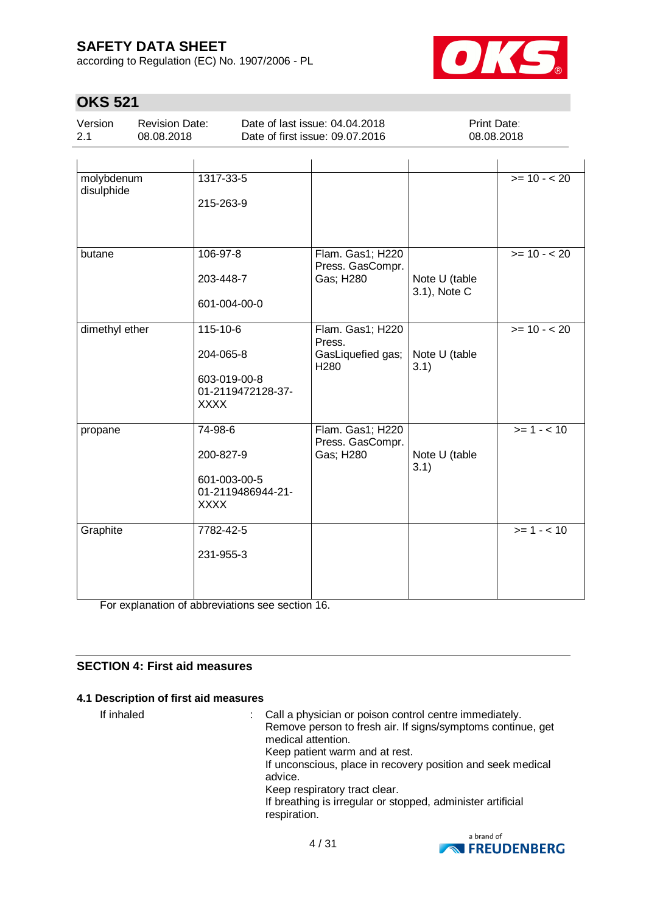| | | | | |
|---|---|---|---|---|
| molybdenum disulphide | 1317-33-5<br><br>215-263-9 | | | >= 10 - < 20 |
| butane | 106-97-8<br><br>203-448-7<br><br>601-004-00-0 | Flam. Gas1; H220<br>Press. GasCompr. Gas; H280 | Note U (table 3.1), Note C | >= 10 - < 20 |
| dimethyl ether | 115-10-6<br><br>204-065-8<br><br>603-019-00-8<br>01-2119472128-37-XXXX | Flam. Gas1; H220<br>Press. GasLiquefied gas; H280 | Note U (table 3.1) | >= 10 - < 20 |
| propane | 74-98-6<br><br>200-827-9<br><br>601-003-00-5<br>01-2119486944-21-XXXX | Flam. Gas1; H220<br>Press. GasCompr. Gas; H280 | Note U (table 3.1) | >= 1 - < 10 |
| Graphite | 7782-42-5<br><br>231-955-3 | | | >= 1 - < 10 |

For explanation of abbreviations see section 16.

## SECTION 4: First aid measures

### 4.1 Description of first aid measures

If inhaled : Call a physician or poison control centre immediately.
Remove person to fresh air. If signs/symptoms continue, get medical attention.
Keep patient warm and at rest.
If unconscious, place in recovery position and seek medical advice.
Keep respiratory tract clear.
If breathing is irregular or stopped, administer artificial respiration.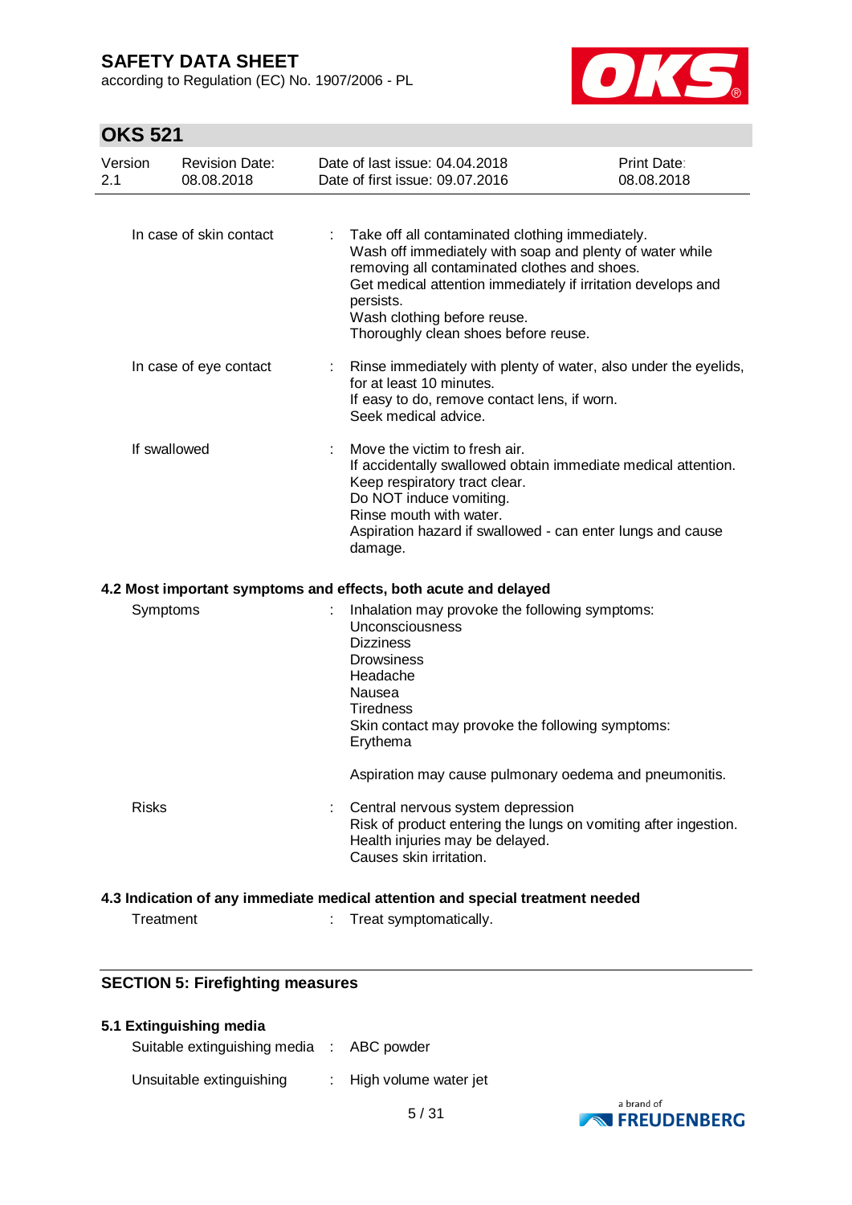| | | |
|---|---|---|
| In case of skin contact | : | Take off all contaminated clothing immediately.<br>Wash off immediately with soap and plenty of water while removing all contaminated clothes and shoes.<br>Get medical attention immediately if irritation develops and persists.<br>Wash clothing before reuse.<br>Thoroughly clean shoes before reuse. |
| In case of eye contact | : | Rinse immediately with plenty of water, also under the eyelids, for at least 10 minutes.<br>If easy to do, remove contact lens, if worn.<br>Seek medical advice. |
| If swallowed | : | Move the victim to fresh air.<br>If accidentally swallowed obtain immediate medical attention.<br>Keep respiratory tract clear.<br>Do NOT induce vomiting.<br>Rinse mouth with water.<br>Aspiration hazard if swallowed - can enter lungs and cause damage. |

**4.2 Most important symptoms and effects, both acute and delayed**

| | | |
|---|---|---|
| Symptoms | : | Inhalation may provoke the following symptoms:<br>Unconsciousness<br>Dizziness<br>Drowsiness<br>Headache<br>Nausea<br>Tiredness<br>Skin contact may provoke the following symptoms:<br>Erythema<br><br>Aspiration may cause pulmonary oedema and pneumonitis. |
| Risks | : | Central nervous system depression<br>Risk of product entering the lungs on vomiting after ingestion.<br>Health injuries may be delayed.<br>Causes skin irritation. |

**4.3 Indication of any immediate medical attention and special treatment needed**

| | | |
|---|---|---|
| Treatment | : | Treat symptomatically. |

## SECTION 5: Firefighting measures

**5.1 Extinguishing media**

| | | |
|---|---|---|
| Suitable extinguishing media | : | ABC powder |
| Unsuitable extinguishing | : | High volume water jet |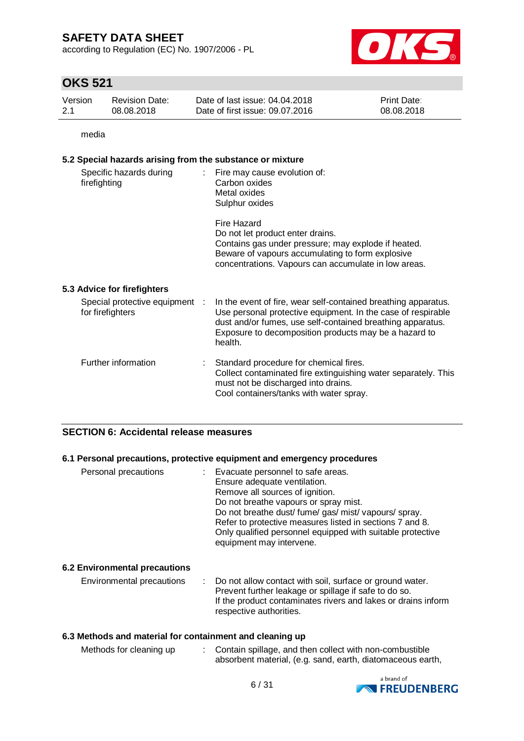media

### 5.2 Special hazards arising from the substance or mixture

Specific hazards during firefighting : Fire may cause evolution of:
Carbon oxides
Metal oxides
Sulphur oxides

Fire Hazard
Do not let product enter drains.
Contains gas under pressure; may explode if heated.
Beware of vapours accumulating to form explosive concentrations. Vapours can accumulate in low areas.

### 5.3 Advice for firefighters

Special protective equipment for firefighters : In the event of fire, wear self-contained breathing apparatus. Use personal protective equipment. In the case of respirable dust and/or fumes, use self-contained breathing apparatus. Exposure to decomposition products may be a hazard to health.

Further information : Standard procedure for chemical fires.
Collect contaminated fire extinguishing water separately. This must not be discharged into drains.
Cool containers/tanks with water spray.

## SECTION 6: Accidental release measures

### 6.1 Personal precautions, protective equipment and emergency procedures

Personal precautions : Evacuate personnel to safe areas.
Ensure adequate ventilation.
Remove all sources of ignition.
Do not breathe vapours or spray mist.
Do not breathe dust/ fume/ gas/ mist/ vapours/ spray.
Refer to protective measures listed in sections 7 and 8.
Only qualified personnel equipped with suitable protective equipment may intervene.

### 6.2 Environmental precautions

Environmental precautions : Do not allow contact with soil, surface or ground water.
Prevent further leakage or spillage if safe to do so.
If the product contaminates rivers and lakes or drains inform respective authorities.

### 6.3 Methods and material for containment and cleaning up

Methods for cleaning up : Contain spillage, and then collect with non-combustible absorbent material, (e.g. sand, earth, diatomaceous earth,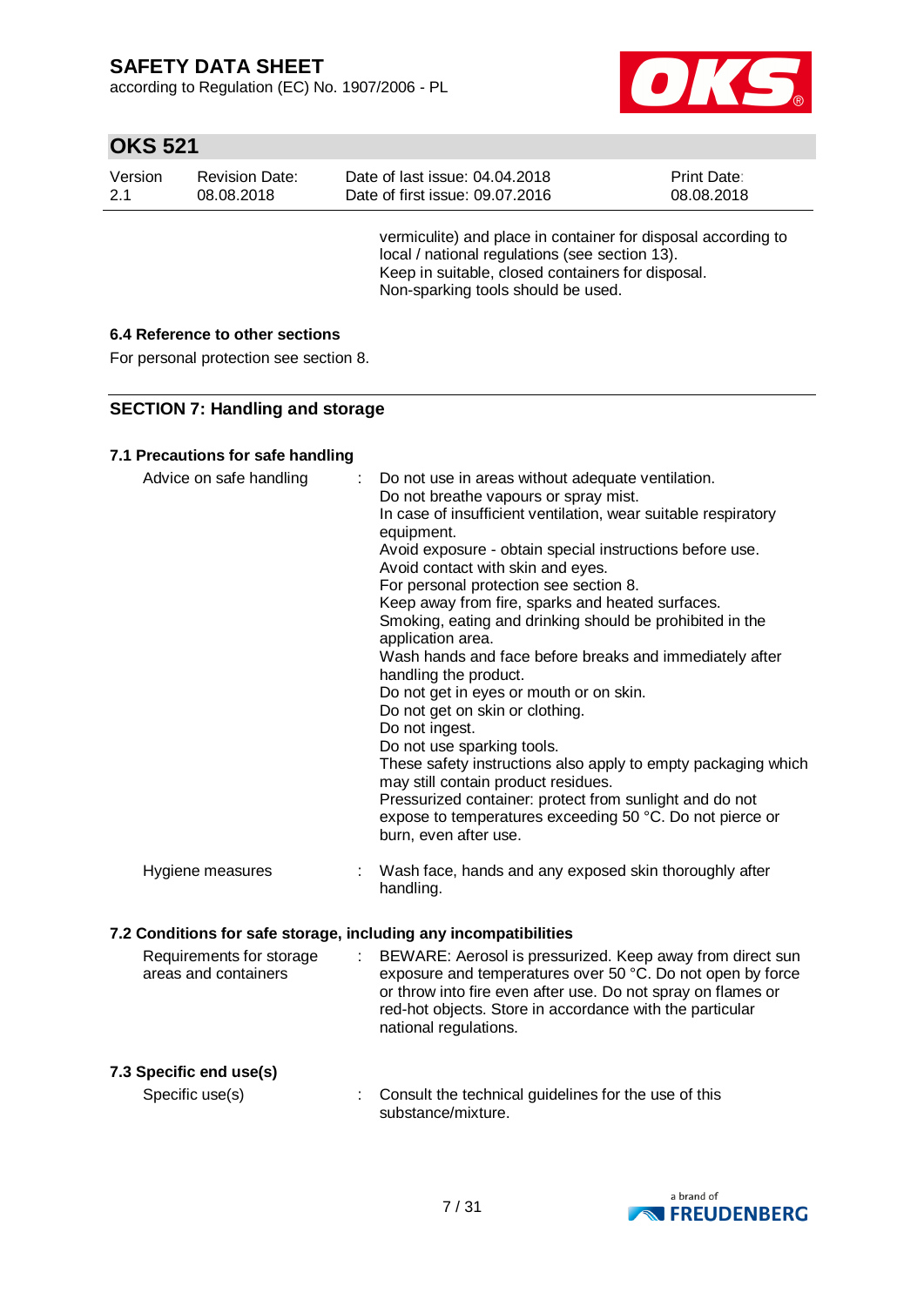vermiculite) and place in container for disposal according to local / national regulations (see section 13).
Keep in suitable, closed containers for disposal.
Non-sparking tools should be used.

### 6.4 Reference to other sections

For personal protection see section 8.

## SECTION 7: Handling and storage

### 7.1 Precautions for safe handling

| | | |
|---|---|---|
| Advice on safe handling | : | Do not use in areas without adequate ventilation.<br>Do not breathe vapours or spray mist.<br>In case of insufficient ventilation, wear suitable respiratory equipment.<br>Avoid exposure - obtain special instructions before use.<br>Avoid contact with skin and eyes.<br>For personal protection see section 8.<br>Keep away from fire, sparks and heated surfaces.<br>Smoking, eating and drinking should be prohibited in the application area.<br>Wash hands and face before breaks and immediately after handling the product.<br>Do not get in eyes or mouth or on skin.<br>Do not get on skin or clothing.<br>Do not ingest.<br>Do not use sparking tools.<br>These safety instructions also apply to empty packaging which may still contain product residues.<br>Pressurized container: protect from sunlight and do not expose to temperatures exceeding 50 °C. Do not pierce or burn, even after use. |
| Hygiene measures | : | Wash face, hands and any exposed skin thoroughly after handling. |

### 7.2 Conditions for safe storage, including any incompatibilities

| | | |
|---|---|---|
| Requirements for storage areas and containers | : | BEWARE: Aerosol is pressurized. Keep away from direct sun exposure and temperatures over 50 °C. Do not open by force or throw into fire even after use. Do not spray on flames or red-hot objects. Store in accordance with the particular national regulations. |

### 7.3 Specific end use(s)

| | | |
|---|---|---|
| Specific use(s) | : | Consult the technical guidelines for the use of this substance/mixture. |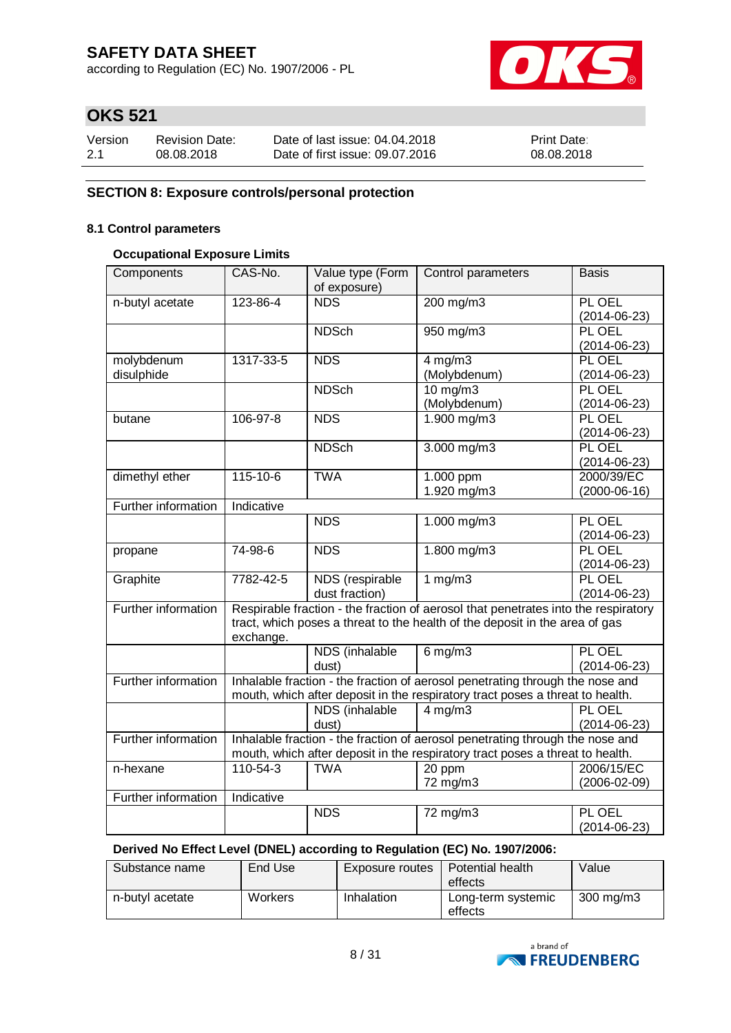# SAFETY DATA SHEET

according to Regulation (EC) No. 1907/2006 - PL

## OKS 521

| Version | Revision Date: | Date of last issue: 04.04.2018 | Print Date: |
|---|---|---|---|
| 2.1 | 08.08.2018 | Date of first issue: 09.07.2016 | 08.08.2018 |

## SECTION 8: Exposure controls/personal protection

### 8.1 Control parameters

#### Occupational Exposure Limits

| Components | CAS-No. | Value type (Form of exposure) | Control parameters | Basis |
|---|---|---|---|---|
| n-butyl acetate | 123-86-4 | NDS | 200 mg/m3 | PL OEL (2014-06-23) |
| | | NDSch | 950 mg/m3 | PL OEL (2014-06-23) |
| molybdenum disulphide | 1317-33-5 | NDS | 4 mg/m3 (Molybdenum) | PL OEL (2014-06-23) |
| | | NDSch | 10 mg/m3 (Molybdenum) | PL OEL (2014-06-23) |
| butane | 106-97-8 | NDS | 1.900 mg/m3 | PL OEL (2014-06-23) |
| | | NDSch | 3.000 mg/m3 | PL OEL (2014-06-23) |
| dimethyl ether | 115-10-6 | TWA | 1.000 ppm 1.920 mg/m3 | 2000/39/EC (2000-06-16) |
| Further information | Indicative | | | |
| | | NDS | 1.000 mg/m3 | PL OEL (2014-06-23) |
| propane | 74-98-6 | NDS | 1.800 mg/m3 | PL OEL (2014-06-23) |
| Graphite | 7782-42-5 | NDS (respirable dust fraction) | 1 mg/m3 | PL OEL (2014-06-23) |
| Further information | Respirable fraction - the fraction of aerosol that penetrates into the respiratory tract, which poses a threat to the health of the deposit in the area of gas exchange. | | | |
| | | NDS (inhalable dust) | 6 mg/m3 | PL OEL (2014-06-23) |
| Further information | Inhalable fraction - the fraction of aerosol penetrating through the nose and mouth, which after deposit in the respiratory tract poses a threat to health. | | | |
| | | NDS (inhalable dust) | 4 mg/m3 | PL OEL (2014-06-23) |
| Further information | Inhalable fraction - the fraction of aerosol penetrating through the nose and mouth, which after deposit in the respiratory tract poses a threat to health. | | | |
| n-hexane | 110-54-3 | TWA | 20 ppm 72 mg/m3 | 2006/15/EC (2006-02-09) |
| Further information | Indicative | | | |
| | | NDS | 72 mg/m3 | PL OEL (2014-06-23) |

#### Derived No Effect Level (DNEL) according to Regulation (EC) No. 1907/2006:

| Substance name | End Use | Exposure routes | Potential health effects | Value |
|---|---|---|---|---|
| n-butyl acetate | Workers | Inhalation | Long-term systemic effects | 300 mg/m3 |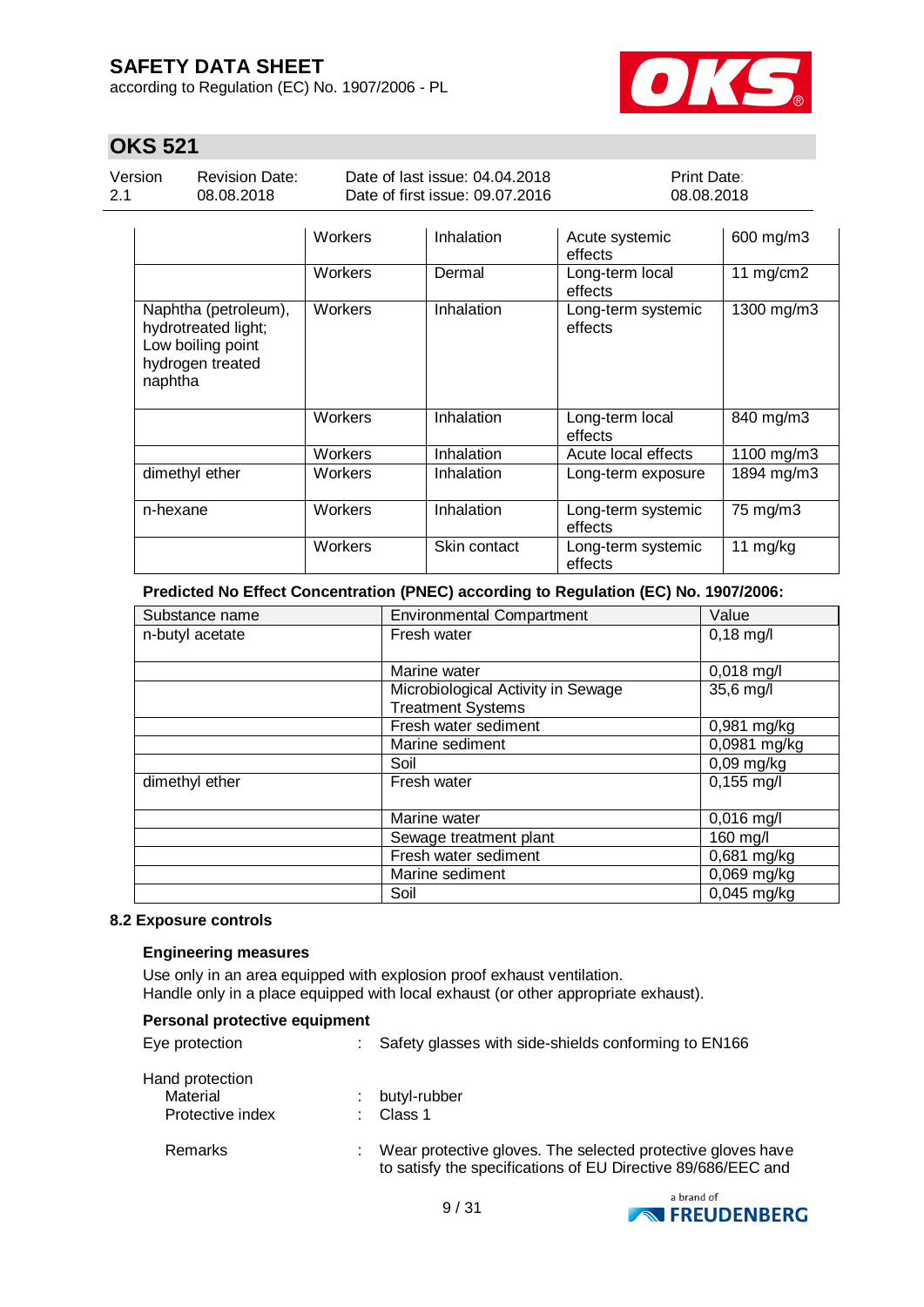| | Workers | Inhalation | Acute systemic effects | 600 mg/m3 |
|---|---|---|---|---|
| | Workers | Dermal | Long-term local effects | 11 mg/cm2 |
| Naphtha (petroleum), hydrotreated light; Low boiling point hydrogen treated naphtha | Workers | Inhalation | Long-term systemic effects | 1300 mg/m3 |
| | Workers | Inhalation | Long-term local effects | 840 mg/m3 |
| | Workers | Inhalation | Acute local effects | 1100 mg/m3 |
| dimethyl ether | Workers | Inhalation | Long-term exposure | 1894 mg/m3 |
| n-hexane | Workers | Inhalation | Long-term systemic effects | 75 mg/m3 |
| | Workers | Skin contact | Long-term systemic effects | 11 mg/kg |

**Predicted No Effect Concentration (PNEC) according to Regulation (EC) No. 1907/2006:**

| Substance name | Environmental Compartment | Value |
|---|---|---|
| n-butyl acetate | Fresh water | 0,18 mg/l |
| | Marine water | 0,018 mg/l |
| | Microbiological Activity in Sewage Treatment Systems | 35,6 mg/l |
| | Fresh water sediment | 0,981 mg/kg |
| | Marine sediment | 0,0981 mg/kg |
| | Soil | 0,09 mg/kg |
| dimethyl ether | Fresh water | 0,155 mg/l |
| | Marine water | 0,016 mg/l |
| | Sewage treatment plant | 160 mg/l |
| | Fresh water sediment | 0,681 mg/kg |
| | Marine sediment | 0,069 mg/kg |
| | Soil | 0,045 mg/kg |

### 8.2 Exposure controls

**Engineering measures**

Use only in an area equipped with explosion proof exhaust ventilation.
Handle only in a place equipped with local exhaust (or other appropriate exhaust).

**Personal protective equipment**

Eye protection : Safety glasses with side-shields conforming to EN166

Hand protection
- Material : butyl-rubber
- Protective index : Class 1

Remarks : Wear protective gloves. The selected protective gloves have to satisfy the specifications of EU Directive 89/686/EEC and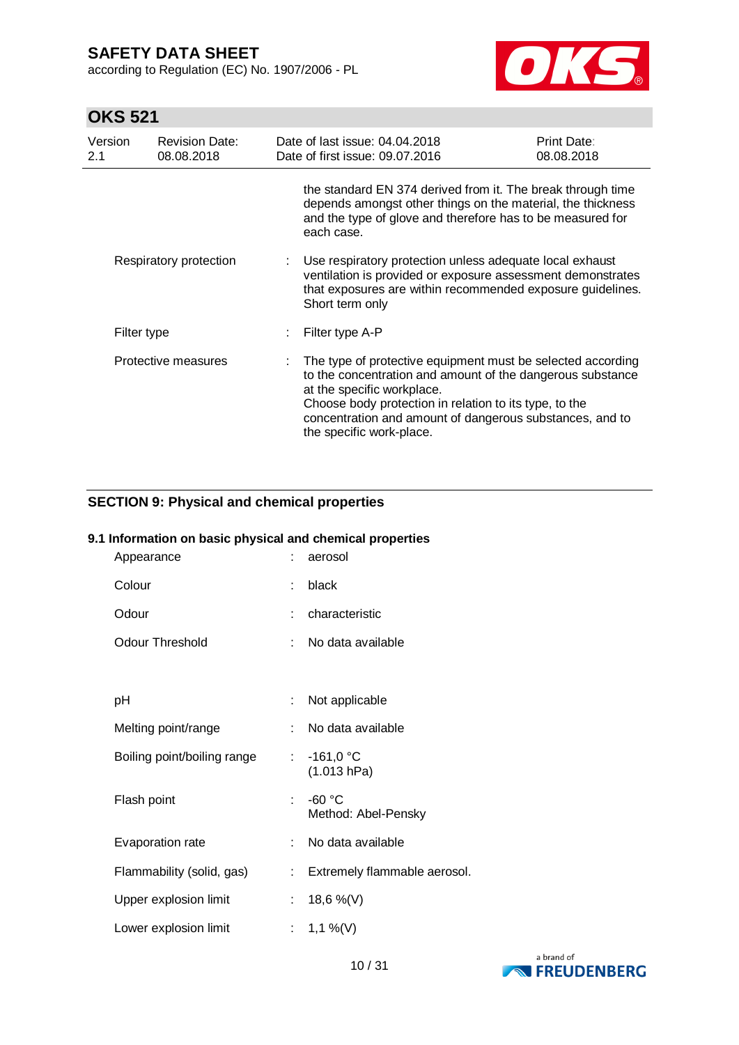| | | |
|---|---|---|
| | | the standard EN 374 derived from it. The break through time depends amongst other things on the material, the thickness and the type of glove and therefore has to be measured for each case. |
| Respiratory protection | : | Use respiratory protection unless adequate local exhaust ventilation is provided or exposure assessment demonstrates that exposures are within recommended exposure guidelines. Short term only |
| Filter type | : | Filter type A-P |
| Protective measures | : | The type of protective equipment must be selected according to the concentration and amount of the dangerous substance at the specific workplace. Choose body protection in relation to its type, to the concentration and amount of dangerous substances, and to the specific work-place. |

## SECTION 9: Physical and chemical properties

### 9.1 Information on basic physical and chemical properties

| | | |
|---|---|---|
| Appearance | : | aerosol |
| Colour | : | black |
| Odour | : | characteristic |
| Odour Threshold | : | No data available |
| pH | : | Not applicable |
| Melting point/range | : | No data available |
| Boiling point/boiling range | : | -161,0 °C (1.013 hPa) |
| Flash point | : | -60 °C Method: Abel-Pensky |
| Evaporation rate | : | No data available |
| Flammability (solid, gas) | : | Extremely flammable aerosol. |
| Upper explosion limit | : | 18,6 %(V) |
| Lower explosion limit | : | 1,1 %(V) |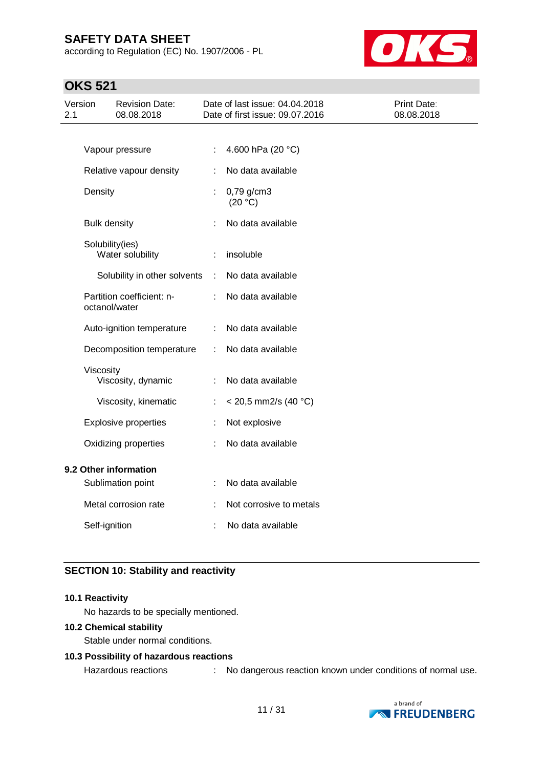| | | |
|---|---|---|
| Vapour pressure | : | 4.600 hPa (20 °C) |
| Relative vapour density | : | No data available |
| Density | : | 0,79 g/cm3 (20 °C) |
| Bulk density | : | No data available |
| Solubility(ies) Water solubility | : | insoluble |
| Solubility in other solvents | : | No data available |
| Partition coefficient: n-octanol/water | : | No data available |
| Auto-ignition temperature | : | No data available |
| Decomposition temperature | : | No data available |
| Viscosity Viscosity, dynamic | : | No data available |
| Viscosity, kinematic | : | < 20,5 mm2/s (40 °C) |
| Explosive properties | : | Not explosive |
| Oxidizing properties | : | No data available |

**9.2 Other information**

| | | |
|---|---|---|
| Sublimation point | : | No data available |
| Metal corrosion rate | : | Not corrosive to metals |
| Self-ignition | : | No data available |

## SECTION 10: Stability and reactivity

**10.1 Reactivity**

No hazards to be specially mentioned.

**10.2 Chemical stability**

Stable under normal conditions.

**10.3 Possibility of hazardous reactions**

Hazardous reactions : No dangerous reaction known under conditions of normal use.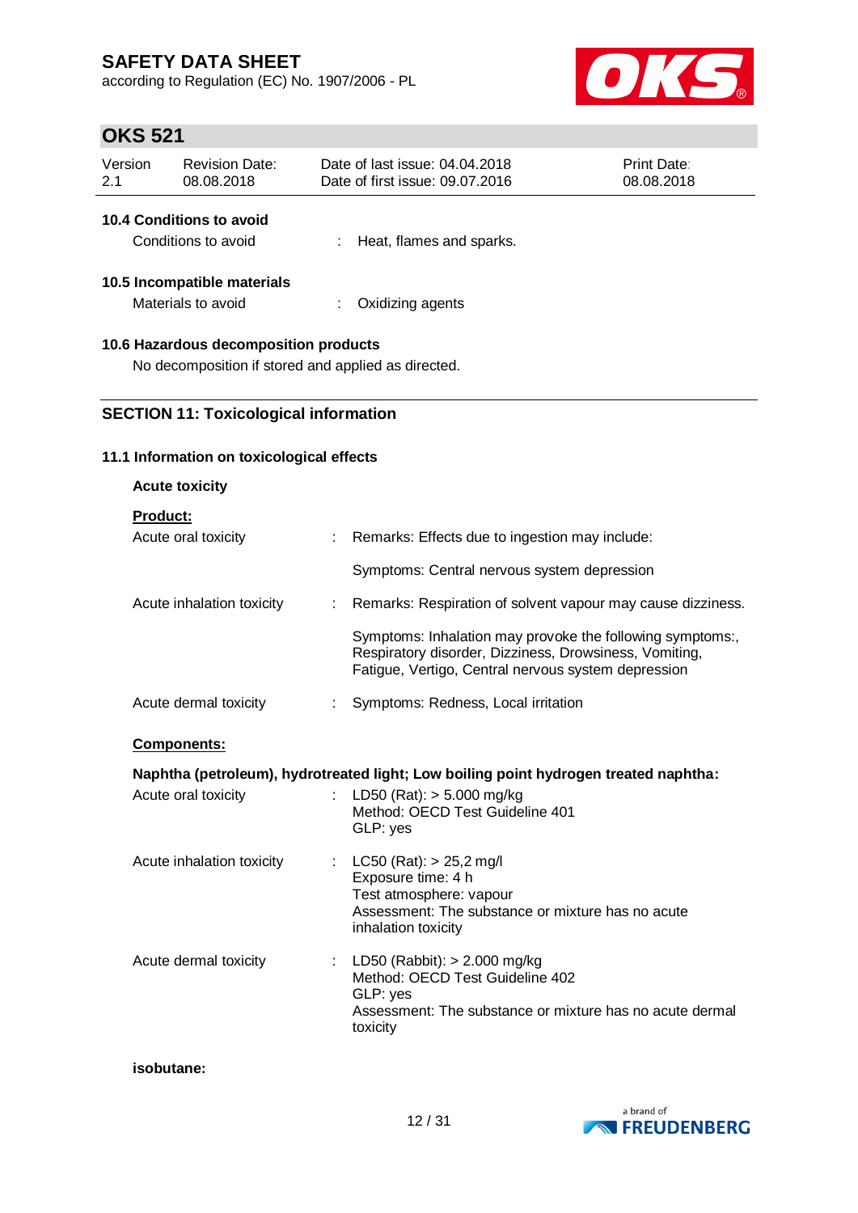### 10.4 Conditions to avoid

Conditions to avoid : Heat, flames and sparks.

### 10.5 Incompatible materials

Materials to avoid : Oxidizing agents

### 10.6 Hazardous decomposition products

No decomposition if stored and applied as directed.

## SECTION 11: Toxicological information

### 11.1 Information on toxicological effects

**Acute toxicity**

**Product:**

Acute oral toxicity : Remarks: Effects due to ingestion may include:

Symptoms: Central nervous system depression

Acute inhalation toxicity : Remarks: Respiration of solvent vapour may cause dizziness.

Symptoms: Inhalation may provoke the following symptoms:, Respiratory disorder, Dizziness, Drowsiness, Vomiting, Fatigue, Vertigo, Central nervous system depression

Acute dermal toxicity : Symptoms: Redness, Local irritation

**Components:**

**Naphtha (petroleum), hydrotreated light; Low boiling point hydrogen treated naphtha:**

Acute oral toxicity : LD50 (Rat): > 5.000 mg/kg
Method: OECD Test Guideline 401
GLP: yes

Acute inhalation toxicity : LC50 (Rat): > 25,2 mg/l
Exposure time: 4 h
Test atmosphere: vapour
Assessment: The substance or mixture has no acute inhalation toxicity

Acute dermal toxicity : LD50 (Rabbit): > 2.000 mg/kg
Method: OECD Test Guideline 402
GLP: yes
Assessment: The substance or mixture has no acute dermal toxicity

**isobutane:**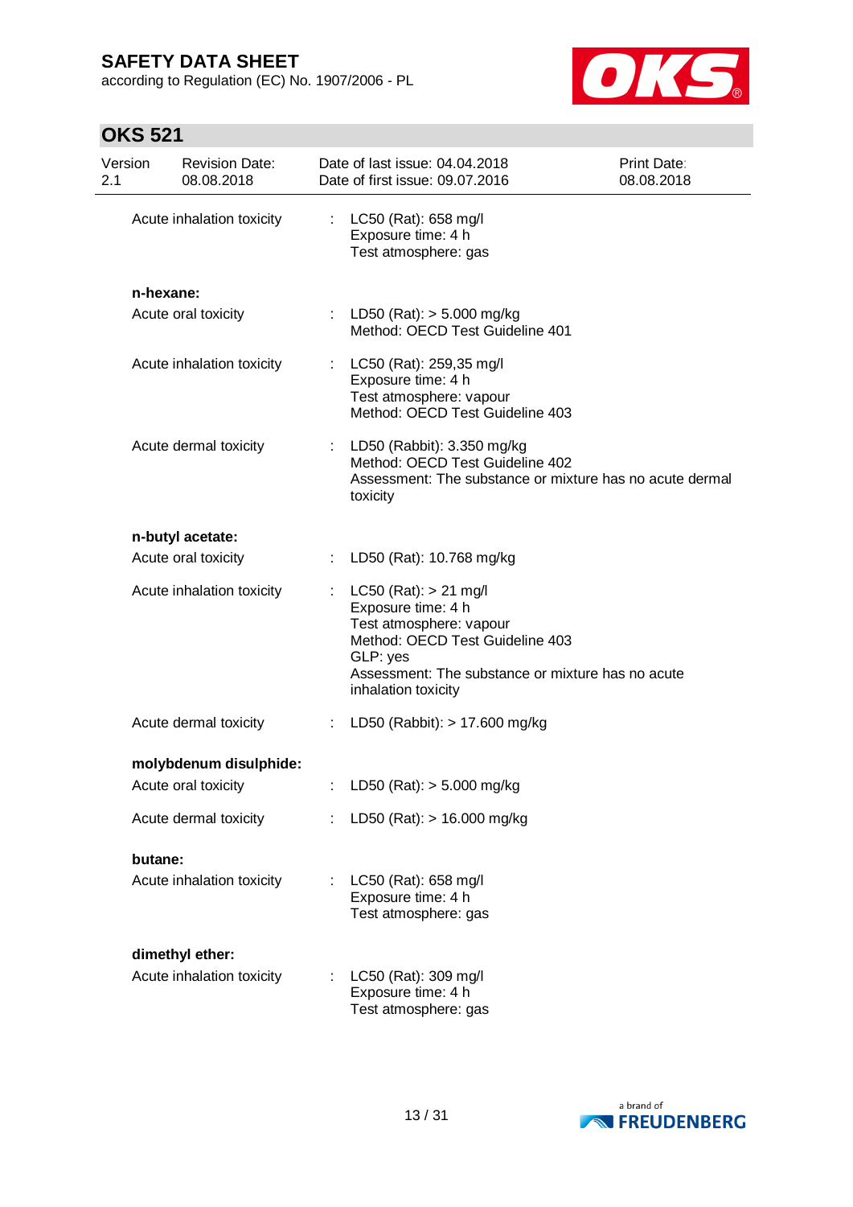Acute inhalation toxicity : LC50 (Rat): 658 mg/l
Exposure time: 4 h
Test atmosphere: gas

**n-hexane:**

Acute oral toxicity : LD50 (Rat): > 5.000 mg/kg
Method: OECD Test Guideline 401

Acute inhalation toxicity : LC50 (Rat): 259,35 mg/l
Exposure time: 4 h
Test atmosphere: vapour
Method: OECD Test Guideline 403

Acute dermal toxicity : LD50 (Rabbit): 3.350 mg/kg
Method: OECD Test Guideline 402
Assessment: The substance or mixture has no acute dermal toxicity

**n-butyl acetate:**

Acute oral toxicity : LD50 (Rat): 10.768 mg/kg

Acute inhalation toxicity : LC50 (Rat): > 21 mg/l
Exposure time: 4 h
Test atmosphere: vapour
Method: OECD Test Guideline 403
GLP: yes
Assessment: The substance or mixture has no acute inhalation toxicity

Acute dermal toxicity : LD50 (Rabbit): > 17.600 mg/kg

**molybdenum disulphide:**

Acute oral toxicity : LD50 (Rat): > 5.000 mg/kg

Acute dermal toxicity : LD50 (Rat): > 16.000 mg/kg

**butane:**

Acute inhalation toxicity : LC50 (Rat): 658 mg/l
Exposure time: 4 h
Test atmosphere: gas

**dimethyl ether:**

Acute inhalation toxicity : LC50 (Rat): 309 mg/l
Exposure time: 4 h
Test atmosphere: gas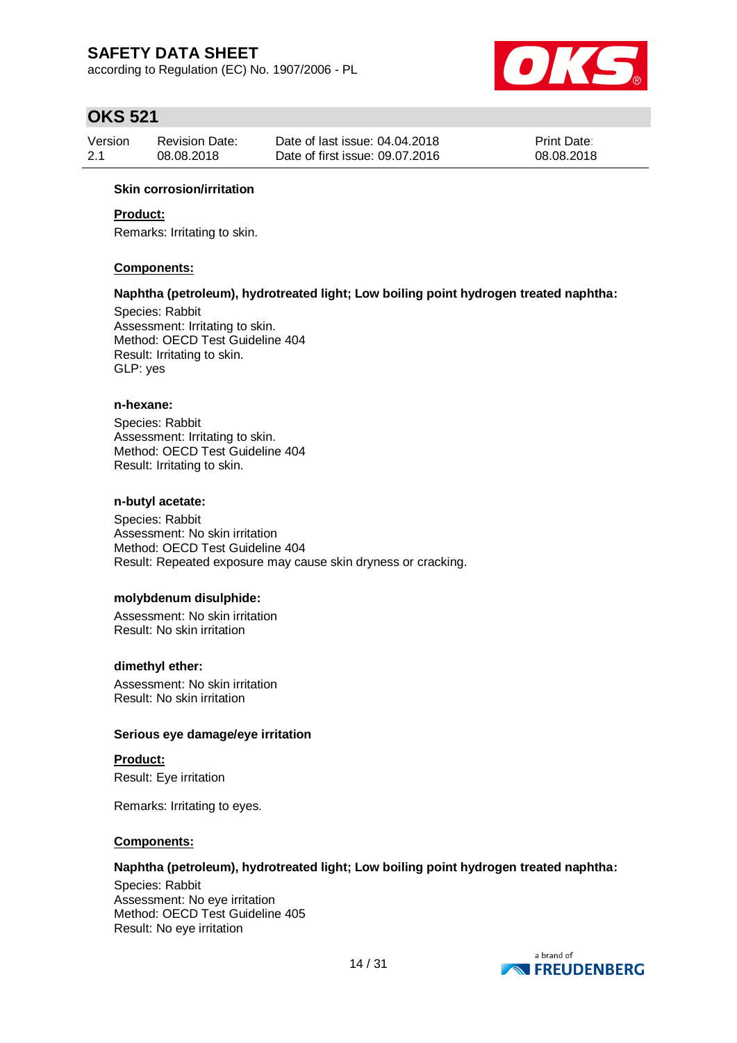**Skin corrosion/irritation**

**Product:**

Remarks: Irritating to skin.

**Components:**

**Naphtha (petroleum), hydrotreated light; Low boiling point hydrogen treated naphtha:**

Species: Rabbit
Assessment: Irritating to skin.
Method: OECD Test Guideline 404
Result: Irritating to skin.
GLP: yes

**n-hexane:**

Species: Rabbit
Assessment: Irritating to skin.
Method: OECD Test Guideline 404
Result: Irritating to skin.

**n-butyl acetate:**

Species: Rabbit
Assessment: No skin irritation
Method: OECD Test Guideline 404
Result: Repeated exposure may cause skin dryness or cracking.

**molybdenum disulphide:**

Assessment: No skin irritation
Result: No skin irritation

**dimethyl ether:**

Assessment: No skin irritation
Result: No skin irritation

**Serious eye damage/eye irritation**

**Product:**

Result: Eye irritation

Remarks: Irritating to eyes.

**Components:**

**Naphtha (petroleum), hydrotreated light; Low boiling point hydrogen treated naphtha:**

Species: Rabbit
Assessment: No eye irritation
Method: OECD Test Guideline 405
Result: No eye irritation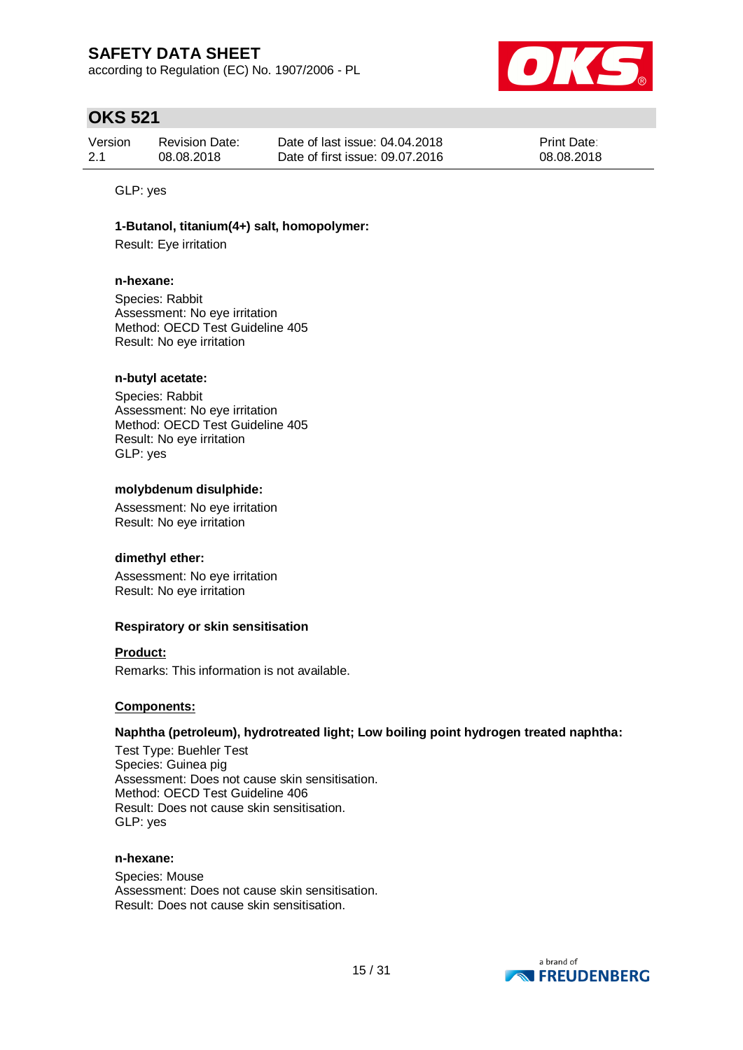GLP: yes

**1-Butanol, titanium(4+) salt, homopolymer:**

Result: Eye irritation

**n-hexane:**

Species: Rabbit
Assessment: No eye irritation
Method: OECD Test Guideline 405
Result: No eye irritation

**n-butyl acetate:**

Species: Rabbit
Assessment: No eye irritation
Method: OECD Test Guideline 405
Result: No eye irritation
GLP: yes

**molybdenum disulphide:**

Assessment: No eye irritation
Result: No eye irritation

**dimethyl ether:**

Assessment: No eye irritation
Result: No eye irritation

**Respiratory or skin sensitisation**

**Product:**

Remarks: This information is not available.

**Components:**

**Naphtha (petroleum), hydrotreated light; Low boiling point hydrogen treated naphtha:**

Test Type: Buehler Test
Species: Guinea pig
Assessment: Does not cause skin sensitisation.
Method: OECD Test Guideline 406
Result: Does not cause skin sensitisation.
GLP: yes

**n-hexane:**

Species: Mouse
Assessment: Does not cause skin sensitisation.
Result: Does not cause skin sensitisation.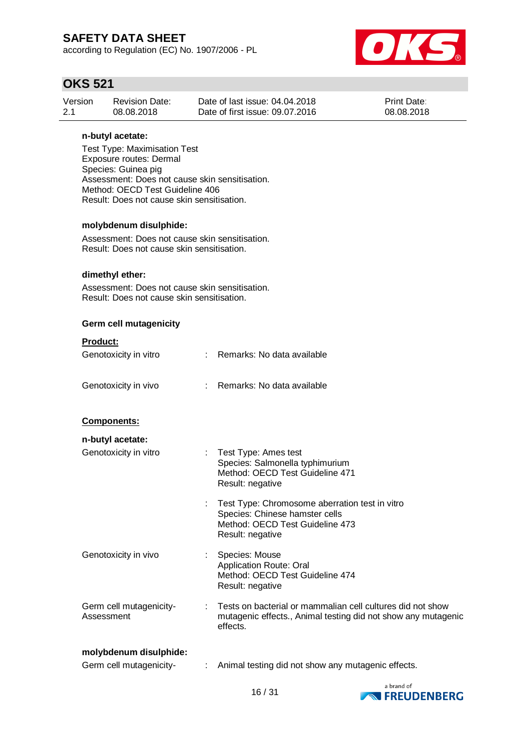**n-butyl acetate:**

Test Type: Maximisation Test
Exposure routes: Dermal
Species: Guinea pig
Assessment: Does not cause skin sensitisation.
Method: OECD Test Guideline 406
Result: Does not cause skin sensitisation.

**molybdenum disulphide:**

Assessment: Does not cause skin sensitisation.
Result: Does not cause skin sensitisation.

**dimethyl ether:**

Assessment: Does not cause skin sensitisation.
Result: Does not cause skin sensitisation.

**Germ cell mutagenicity**

**Product:**

Genotoxicity in vitro : Remarks: No data available

Genotoxicity in vivo : Remarks: No data available

**Components:**

**n-butyl acetate:**

Genotoxicity in vitro : Test Type: Ames test
Species: Salmonella typhimurium
Method: OECD Test Guideline 471
Result: negative

: Test Type: Chromosome aberration test in vitro
Species: Chinese hamster cells
Method: OECD Test Guideline 473
Result: negative

Genotoxicity in vivo : Species: Mouse
Application Route: Oral
Method: OECD Test Guideline 474
Result: negative

Germ cell mutagenicity-Assessment : Tests on bacterial or mammalian cell cultures did not show mutagenic effects., Animal testing did not show any mutagenic effects.

**molybdenum disulphide:**

Germ cell mutagenicity- : Animal testing did not show any mutagenic effects.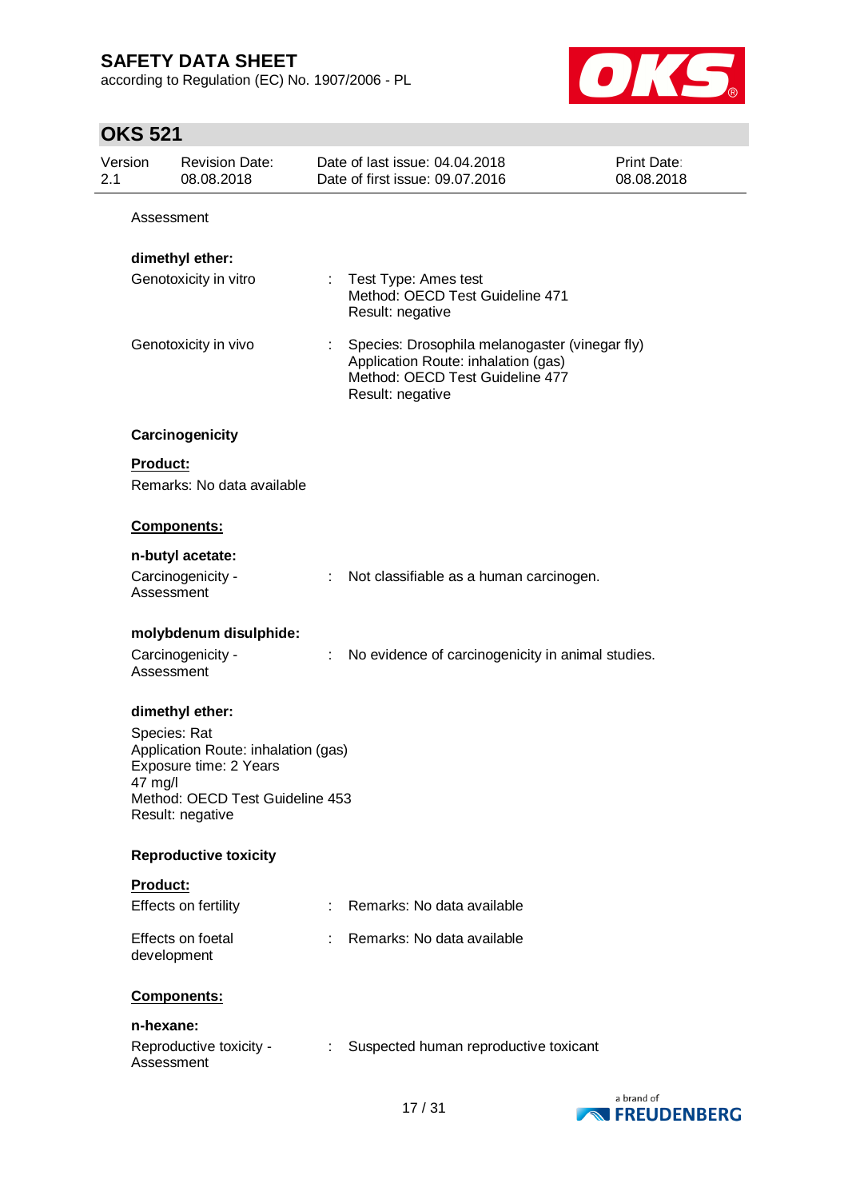Assessment

**dimethyl ether:**

Genotoxicity in vitro : Test Type: Ames test
Method: OECD Test Guideline 471
Result: negative

Genotoxicity in vivo : Species: Drosophila melanogaster (vinegar fly)
Application Route: inhalation (gas)
Method: OECD Test Guideline 477
Result: negative

**Carcinogenicity**

**Product:**

Remarks: No data available

**Components:**

**n-butyl acetate:**

Carcinogenicity - Assessment : Not classifiable as a human carcinogen.

**molybdenum disulphide:**

Carcinogenicity - Assessment : No evidence of carcinogenicity in animal studies.

**dimethyl ether:**

Species: Rat
Application Route: inhalation (gas)
Exposure time: 2 Years
47 mg/l
Method: OECD Test Guideline 453
Result: negative

**Reproductive toxicity**

**Product:**

Effects on fertility : Remarks: No data available

Effects on foetal development : Remarks: No data available

**Components:**

**n-hexane:**

Reproductive toxicity - Assessment : Suspected human reproductive toxicant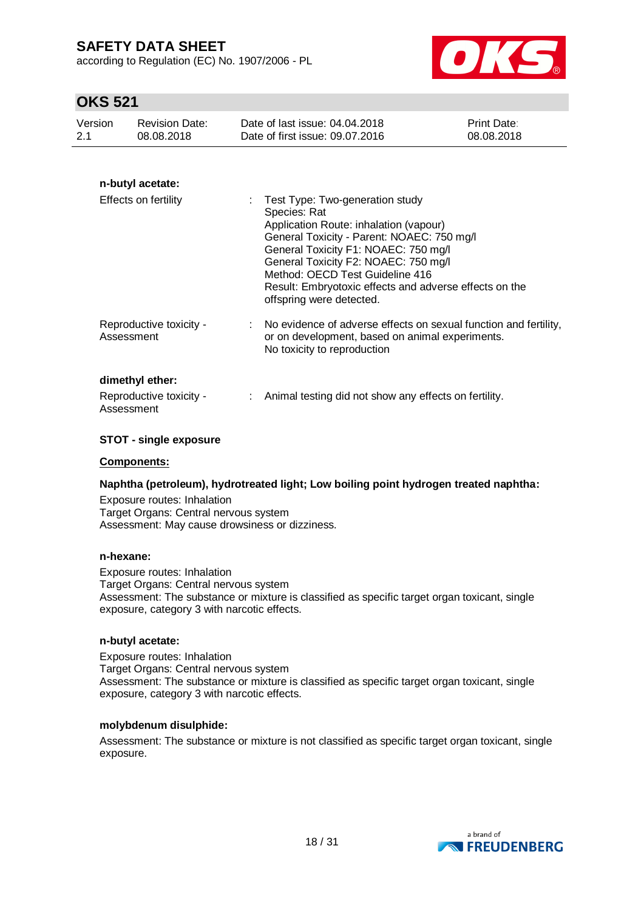**n-butyl acetate:**

| | | |
|---|---|---|
| Effects on fertility | : | Test Type: Two-generation study<br>Species: Rat<br>Application Route: inhalation (vapour)<br>General Toxicity - Parent: NOAEC: 750 mg/l<br>General Toxicity F1: NOAEC: 750 mg/l<br>General Toxicity F2: NOAEC: 750 mg/l<br>Method: OECD Test Guideline 416<br>Result: Embryotoxic effects and adverse effects on the offspring were detected. |
| Reproductive toxicity - Assessment | : | No evidence of adverse effects on sexual function and fertility, or on development, based on animal experiments.<br>No toxicity to reproduction |

**dimethyl ether:**

| | | |
|---|---|---|
| Reproductive toxicity - Assessment | : | Animal testing did not show any effects on fertility. |

**STOT - single exposure**

**Components:**

**Naphtha (petroleum), hydrotreated light; Low boiling point hydrogen treated naphtha:**

Exposure routes: Inhalation
Target Organs: Central nervous system
Assessment: May cause drowsiness or dizziness.

**n-hexane:**

Exposure routes: Inhalation
Target Organs: Central nervous system
Assessment: The substance or mixture is classified as specific target organ toxicant, single exposure, category 3 with narcotic effects.

**n-butyl acetate:**

Exposure routes: Inhalation
Target Organs: Central nervous system
Assessment: The substance or mixture is classified as specific target organ toxicant, single exposure, category 3 with narcotic effects.

**molybdenum disulphide:**

Assessment: The substance or mixture is not classified as specific target organ toxicant, single exposure.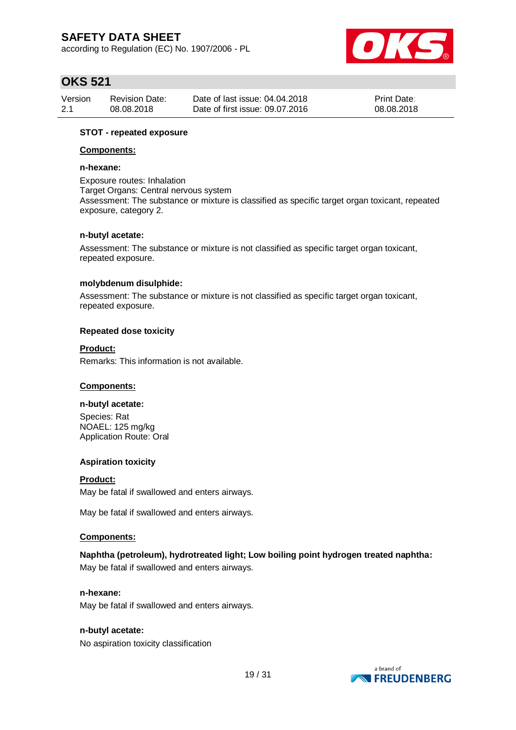**STOT - repeated exposure**

**Components:**

**n-hexane:**

Exposure routes: Inhalation
Target Organs: Central nervous system
Assessment: The substance or mixture is classified as specific target organ toxicant, repeated exposure, category 2.

**n-butyl acetate:**

Assessment: The substance or mixture is not classified as specific target organ toxicant, repeated exposure.

**molybdenum disulphide:**

Assessment: The substance or mixture is not classified as specific target organ toxicant, repeated exposure.

**Repeated dose toxicity**

**Product:**

Remarks: This information is not available.

**Components:**

**n-butyl acetate:**

Species: Rat
NOAEL: 125 mg/kg
Application Route: Oral

**Aspiration toxicity**

**Product:**

May be fatal if swallowed and enters airways.

May be fatal if swallowed and enters airways.

**Components:**

**Naphtha (petroleum), hydrotreated light; Low boiling point hydrogen treated naphtha:**

May be fatal if swallowed and enters airways.

**n-hexane:**

May be fatal if swallowed and enters airways.

**n-butyl acetate:**

No aspiration toxicity classification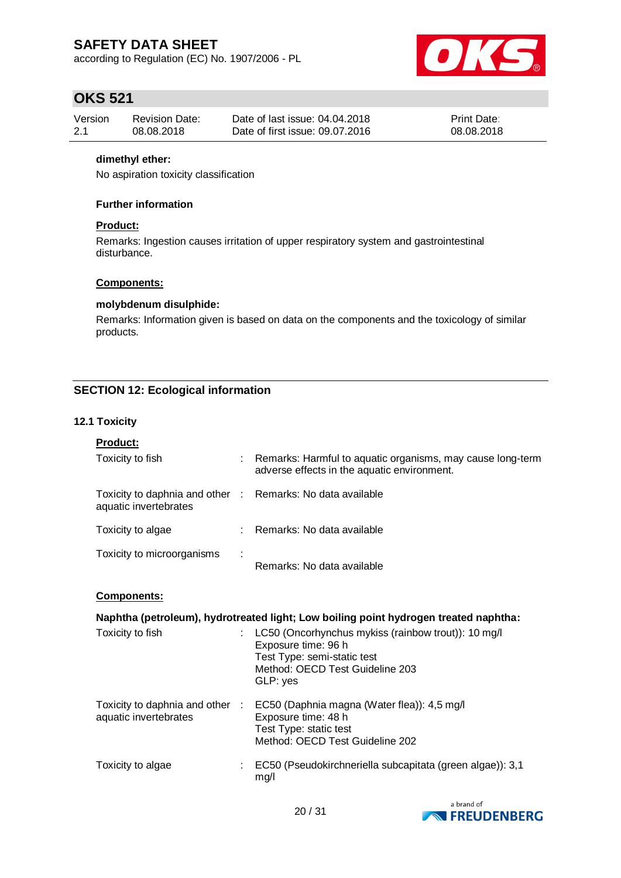**dimethyl ether:**

No aspiration toxicity classification

**Further information**

**Product:**

Remarks: Ingestion causes irritation of upper respiratory system and gastrointestinal disturbance.

**Components:**

**molybdenum disulphide:**

Remarks: Information given is based on data on the components and the toxicology of similar products.

## SECTION 12: Ecological information

### 12.1 Toxicity

**Product:**

| | | |
|---|---|---|
| Toxicity to fish | : | Remarks: Harmful to aquatic organisms, may cause long-term adverse effects in the aquatic environment. |
| Toxicity to daphnia and other aquatic invertebrates | : | Remarks: No data available |
| Toxicity to algae | : | Remarks: No data available |
| Toxicity to microorganisms | : | Remarks: No data available |

**Components:**

**Naphtha (petroleum), hydrotreated light; Low boiling point hydrogen treated naphtha:**

| | | |
|---|---|---|
| Toxicity to fish | : | LC50 (Oncorhynchus mykiss (rainbow trout)): 10 mg/l<br>Exposure time: 96 h<br>Test Type: semi-static test<br>Method: OECD Test Guideline 203<br>GLP: yes |
| Toxicity to daphnia and other aquatic invertebrates | : | EC50 (Daphnia magna (Water flea)): 4,5 mg/l<br>Exposure time: 48 h<br>Test Type: static test<br>Method: OECD Test Guideline 202 |
| Toxicity to algae | : | EC50 (Pseudokirchneriella subcapitata (green algae)): 3,1 mg/l |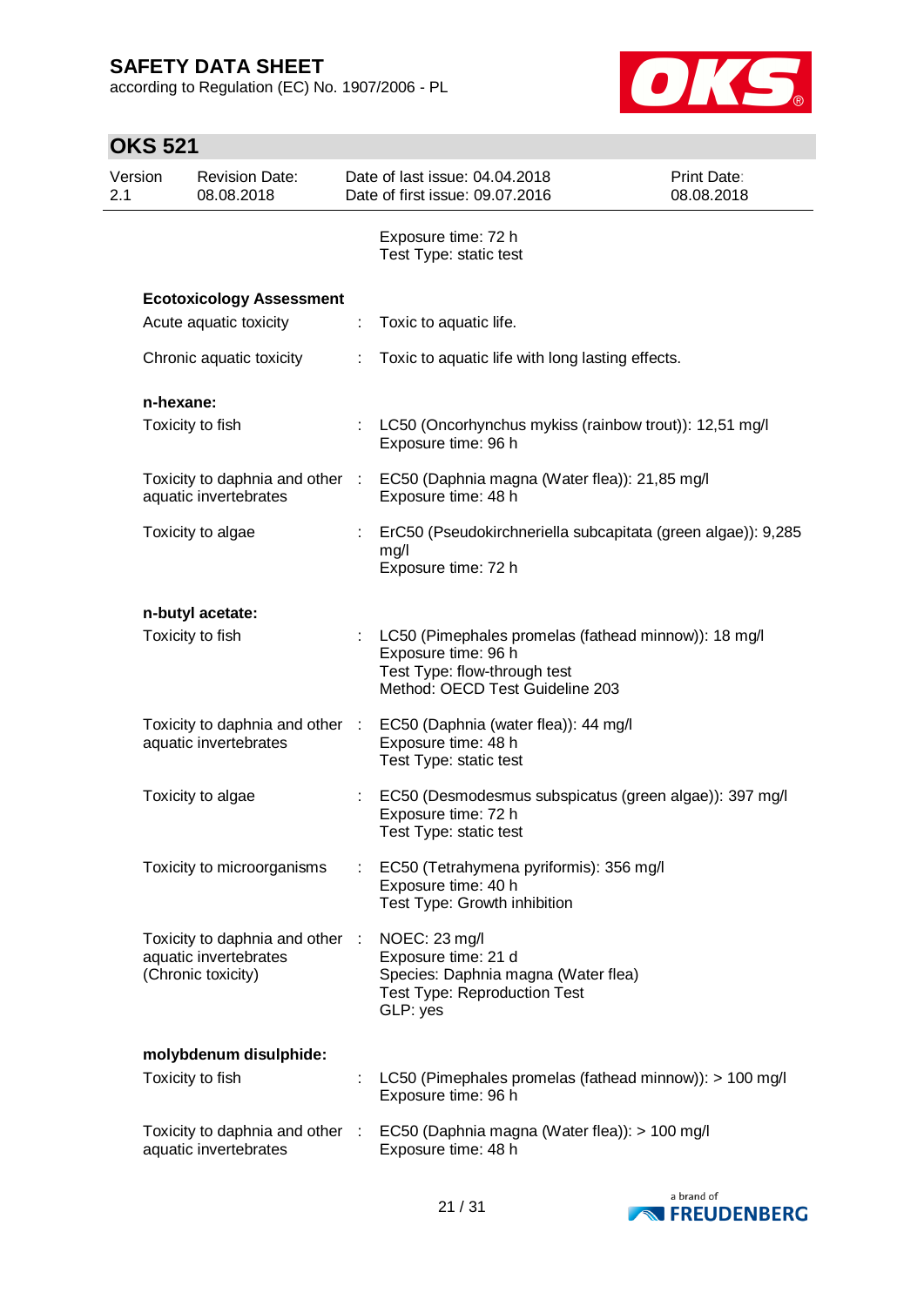Exposure time: 72 h
Test Type: static test

**Ecotoxicology Assessment**

| | |
|---|---|
| Acute aquatic toxicity | Toxic to aquatic life. |
| Chronic aquatic toxicity | Toxic to aquatic life with long lasting effects. |

**n-hexane:**

| | |
|---|---|
| Toxicity to fish | LC50 (Oncorhynchus mykiss (rainbow trout)): 12,51 mg/l<br>Exposure time: 96 h |
| Toxicity to daphnia and other aquatic invertebrates | EC50 (Daphnia magna (Water flea)): 21,85 mg/l<br>Exposure time: 48 h |
| Toxicity to algae | ErC50 (Pseudokirchneriella subcapitata (green algae)): 9,285 mg/l<br>Exposure time: 72 h |

**n-butyl acetate:**

| | |
|---|---|
| Toxicity to fish | LC50 (Pimephales promelas (fathead minnow)): 18 mg/l<br>Exposure time: 96 h<br>Test Type: flow-through test<br>Method: OECD Test Guideline 203 |
| Toxicity to daphnia and other aquatic invertebrates | EC50 (Daphnia (water flea)): 44 mg/l<br>Exposure time: 48 h<br>Test Type: static test |
| Toxicity to algae | EC50 (Desmodesmus subspicatus (green algae)): 397 mg/l<br>Exposure time: 72 h<br>Test Type: static test |
| Toxicity to microorganisms | EC50 (Tetrahymena pyriformis): 356 mg/l<br>Exposure time: 40 h<br>Test Type: Growth inhibition |
| Toxicity to daphnia and other aquatic invertebrates (Chronic toxicity) | NOEC: 23 mg/l<br>Exposure time: 21 d<br>Species: Daphnia magna (Water flea)<br>Test Type: Reproduction Test<br>GLP: yes |

**molybdenum disulphide:**

| | |
|---|---|
| Toxicity to fish | LC50 (Pimephales promelas (fathead minnow)): > 100 mg/l<br>Exposure time: 96 h |
| Toxicity to daphnia and other aquatic invertebrates | EC50 (Daphnia magna (Water flea)): > 100 mg/l<br>Exposure time: 48 h |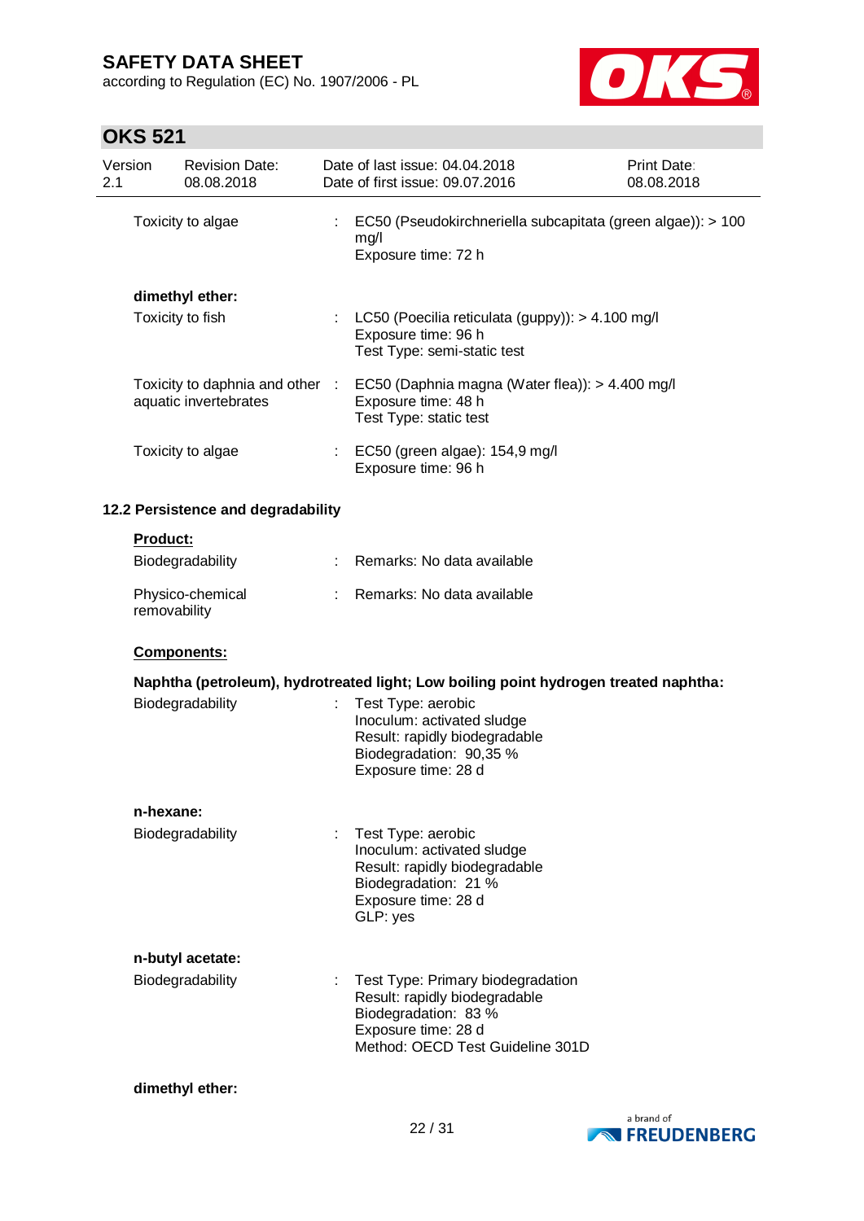| | | |
|---|---|---|
| Toxicity to algae | : | EC50 (Pseudokirchneriella subcapitata (green algae)): > 100 mg/l<br>Exposure time: 72 h |

**dimethyl ether:**

| | | |
|---|---|---|
| Toxicity to fish | : | LC50 (Poecilia reticulata (guppy)): > 4.100 mg/l<br>Exposure time: 96 h<br>Test Type: semi-static test |
| Toxicity to daphnia and other aquatic invertebrates | : | EC50 (Daphnia magna (Water flea)): > 4.400 mg/l<br>Exposure time: 48 h<br>Test Type: static test |
| Toxicity to algae | : | EC50 (green algae): 154,9 mg/l<br>Exposure time: 96 h |

### 12.2 Persistence and degradability

**Product:**

| | | |
|---|---|---|
| Biodegradability | : | Remarks: No data available |
| Physico-chemical removability | : | Remarks: No data available |

**Components:**

**Naphtha (petroleum), hydrotreated light; Low boiling point hydrogen treated naphtha:**

| | | |
|---|---|---|
| Biodegradability | : | Test Type: aerobic<br>Inoculum: activated sludge<br>Result: rapidly biodegradable<br>Biodegradation: 90,35 %<br>Exposure time: 28 d |

**n-hexane:**

| | | |
|---|---|---|
| Biodegradability | : | Test Type: aerobic<br>Inoculum: activated sludge<br>Result: rapidly biodegradable<br>Biodegradation: 21 %<br>Exposure time: 28 d<br>GLP: yes |

**n-butyl acetate:**

| | | |
|---|---|---|
| Biodegradability | : | Test Type: Primary biodegradation<br>Result: rapidly biodegradable<br>Biodegradation: 83 %<br>Exposure time: 28 d<br>Method: OECD Test Guideline 301D |

**dimethyl ether:**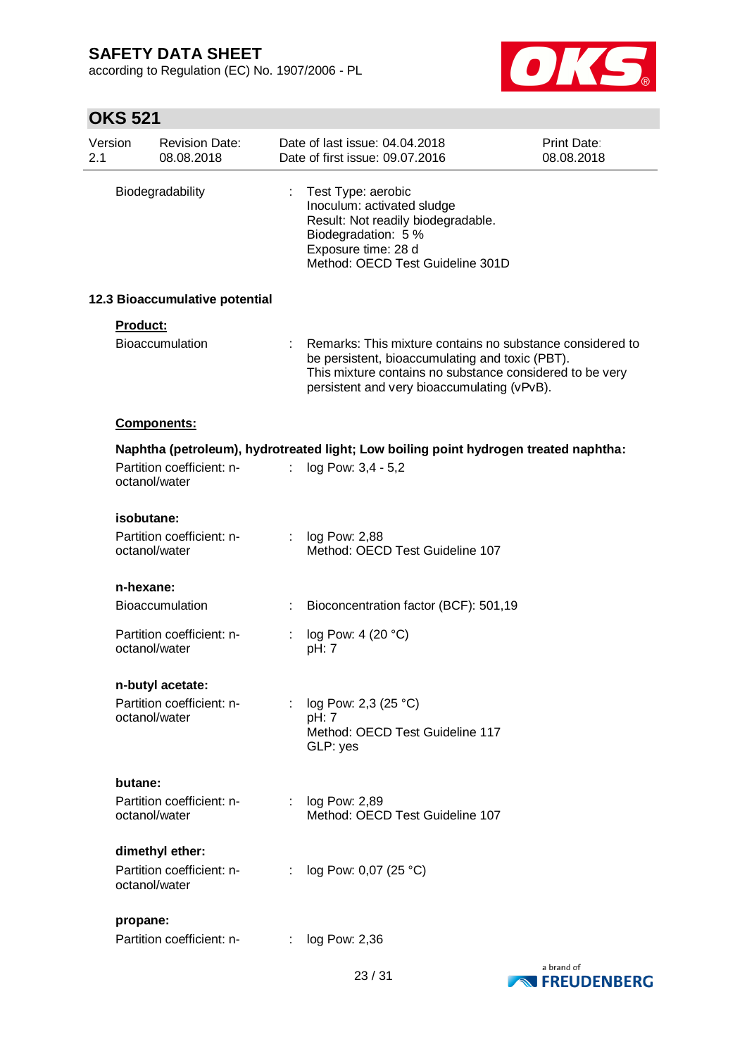| | | |
|---|---|---|
| Biodegradability | : | Test Type: aerobic<br>Inoculum: activated sludge<br>Result: Not readily biodegradable.<br>Biodegradation: 5 %<br>Exposure time: 28 d<br>Method: OECD Test Guideline 301D |

### 12.3 Bioaccumulative potential

**Product:**

| | | |
|---|---|---|
| Bioaccumulation | : | Remarks: This mixture contains no substance considered to be persistent, bioaccumulating and toxic (PBT).<br>This mixture contains no substance considered to be very persistent and very bioaccumulating (vPvB). |

**Components:**

**Naphtha (petroleum), hydrotreated light; Low boiling point hydrogen treated naphtha:**

| | | |
|---|---|---|
| Partition coefficient: n-octanol/water | : | log Pow: 3,4 - 5,2 |

**isobutane:**

| | | |
|---|---|---|
| Partition coefficient: n-octanol/water | : | log Pow: 2,88<br>Method: OECD Test Guideline 107 |

**n-hexane:**

| | | |
|---|---|---|
| Bioaccumulation | : | Bioconcentration factor (BCF): 501,19 |
| Partition coefficient: n-octanol/water | : | log Pow: 4 (20 °C)<br>pH: 7 |

**n-butyl acetate:**

| | | |
|---|---|---|
| Partition coefficient: n-octanol/water | : | log Pow: 2,3 (25 °C)<br>pH: 7<br>Method: OECD Test Guideline 117<br>GLP: yes |

**butane:**

| | | |
|---|---|---|
| Partition coefficient: n-octanol/water | : | log Pow: 2,89<br>Method: OECD Test Guideline 107 |

**dimethyl ether:**

| | | |
|---|---|---|
| Partition coefficient: n-octanol/water | : | log Pow: 0,07 (25 °C) |

**propane:**

| | | |
|---|---|---|
| Partition coefficient: n- | : | log Pow: 2,36 |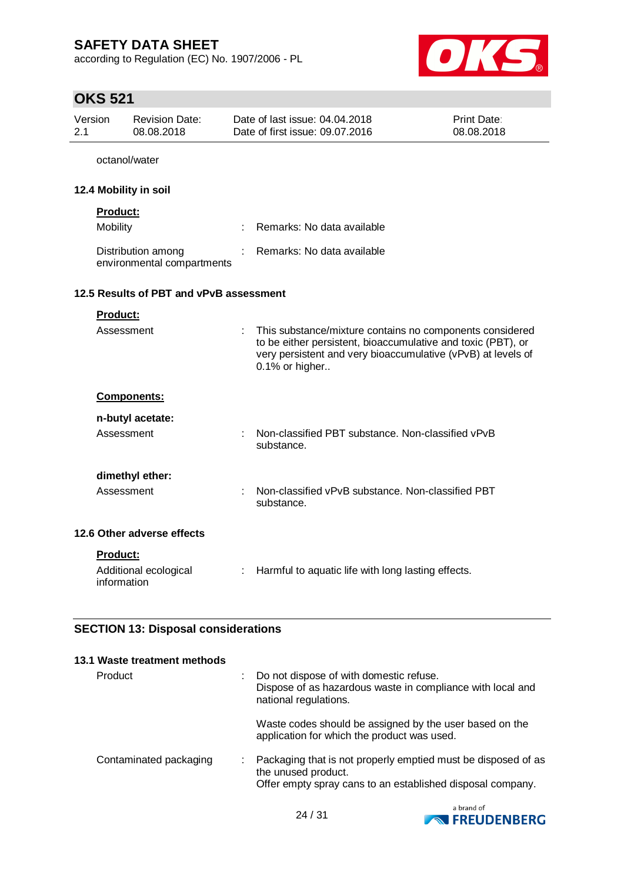octanol/water

### 12.4 Mobility in soil

**Product:**

| | | |
|---|---|---|
| Mobility | : | Remarks: No data available |
| Distribution among environmental compartments | : | Remarks: No data available |

### 12.5 Results of PBT and vPvB assessment

**Product:**

| | | |
|---|---|---|
| Assessment | : | This substance/mixture contains no components considered to be either persistent, bioaccumulative and toxic (PBT), or very persistent and very bioaccumulative (vPvB) at levels of 0.1% or higher.. |

**Components:**

**n-butyl acetate:**

| | | |
|---|---|---|
| Assessment | : | Non-classified PBT substance. Non-classified vPvB substance. |

**dimethyl ether:**

| | | |
|---|---|---|
| Assessment | : | Non-classified vPvB substance. Non-classified PBT substance. |

### 12.6 Other adverse effects

**Product:**

| | | |
|---|---|---|
| Additional ecological information | : | Harmful to aquatic life with long lasting effects. |

## SECTION 13: Disposal considerations

### 13.1 Waste treatment methods

| | | |
|---|---|---|
| Product | : | Do not dispose of with domestic refuse.<br>Dispose of as hazardous waste in compliance with local and national regulations.<br><br>Waste codes should be assigned by the user based on the application for which the product was used. |
| Contaminated packaging | : | Packaging that is not properly emptied must be disposed of as the unused product.<br>Offer empty spray cans to an established disposal company. |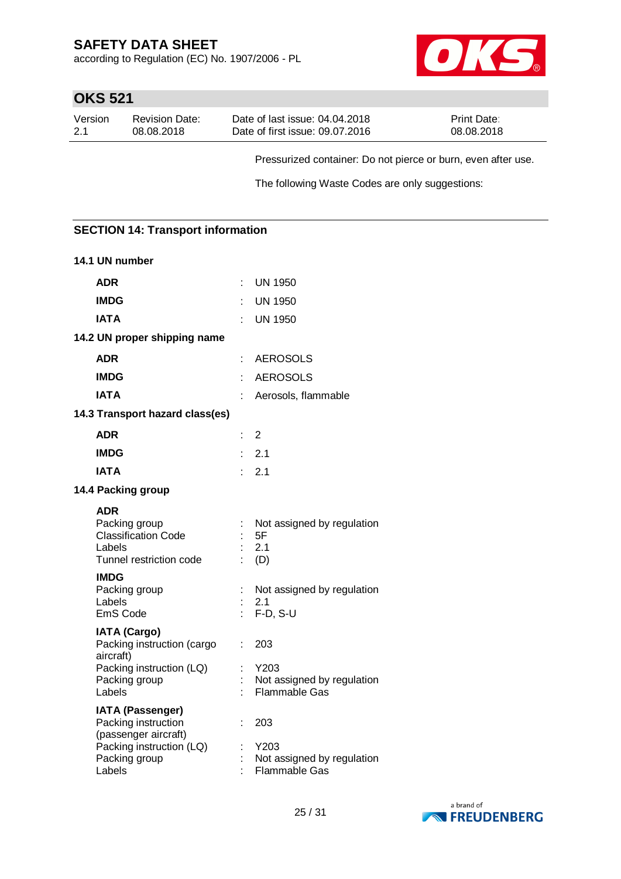Pressurized container: Do not pierce or burn, even after use.

The following Waste Codes are only suggestions:

## SECTION 14: Transport information

### 14.1 UN number

| | | |
|---|---|---|
| **ADR** | : | UN 1950 |
| **IMDG** | : | UN 1950 |
| **IATA** | : | UN 1950 |

### 14.2 UN proper shipping name

| | | |
|---|---|---|
| **ADR** | : | AEROSOLS |
| **IMDG** | : | AEROSOLS |
| **IATA** | : | Aerosols, flammable |

### 14.3 Transport hazard class(es)

| | | |
|---|---|---|
| **ADR** | : | 2 |
| **IMDG** | : | 2.1 |
| **IATA** | : | 2.1 |

### 14.4 Packing group

**ADR**

| | | |
|---|---|---|
| Packing group | : | Not assigned by regulation |
| Classification Code | : | 5F |
| Labels | : | 2.1 |
| Tunnel restriction code | : | (D) |

**IMDG**

| | | |
|---|---|---|
| Packing group | : | Not assigned by regulation |
| Labels | : | 2.1 |
| EmS Code | : | F-D, S-U |

**IATA (Cargo)**

| | | |
|---|---|---|
| Packing instruction (cargo aircraft) | : | 203 |
| Packing instruction (LQ) | : | Y203 |
| Packing group | : | Not assigned by regulation |
| Labels | : | Flammable Gas |

**IATA (Passenger)**

| | | |
|---|---|---|
| Packing instruction (passenger aircraft) | : | 203 |
| Packing instruction (LQ) | : | Y203 |
| Packing group | : | Not assigned by regulation |
| Labels | : | Flammable Gas |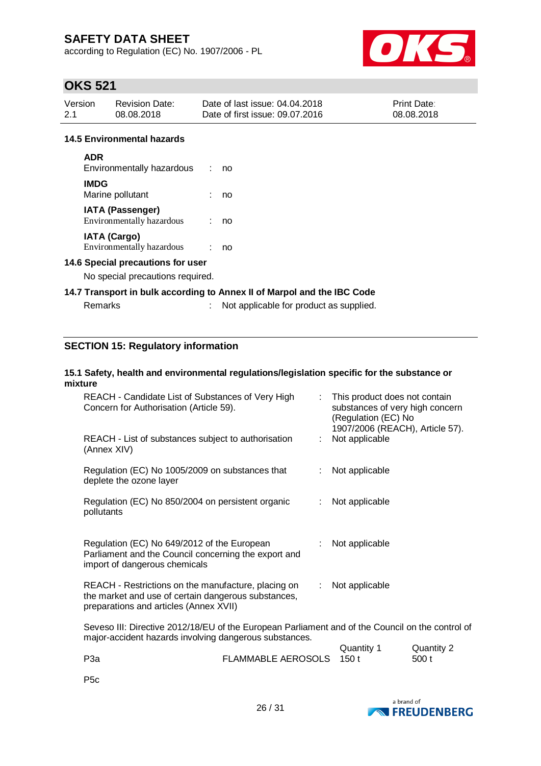### 14.5 Environmental hazards

**ADR**
Environmentally hazardous : no

**IMDG**
Marine pollutant : no

**IATA (Passenger)**
Environmentally hazardous : no

**IATA (Cargo)**
Environmentally hazardous : no

### 14.6 Special precautions for user

No special precautions required.

### 14.7 Transport in bulk according to Annex II of Marpol and the IBC Code

Remarks : Not applicable for product as supplied.

## SECTION 15: Regulatory information

### 15.1 Safety, health and environmental regulations/legislation specific for the substance or mixture

| | |
|---|---|
| REACH - Candidate List of Substances of Very High Concern for Authorisation (Article 59). | : This product does not contain substances of very high concern (Regulation (EC) No 1907/2006 (REACH), Article 57). |
| REACH - List of substances subject to authorisation (Annex XIV) | : Not applicable |
| Regulation (EC) No 1005/2009 on substances that deplete the ozone layer | : Not applicable |
| Regulation (EC) No 850/2004 on persistent organic pollutants | : Not applicable |
| Regulation (EC) No 649/2012 of the European Parliament and the Council concerning the export and import of dangerous chemicals | : Not applicable |
| REACH - Restrictions on the manufacture, placing on the market and use of certain dangerous substances, preparations and articles (Annex XVII) | : Not applicable |

Seveso III: Directive 2012/18/EU of the European Parliament and of the Council on the control of major-accident hazards involving dangerous substances.

| | | Quantity 1 | Quantity 2 |
|---|---|---|---|
| P3a | FLAMMABLE AEROSOLS | 150 t | 500 t |
| P5c | | | |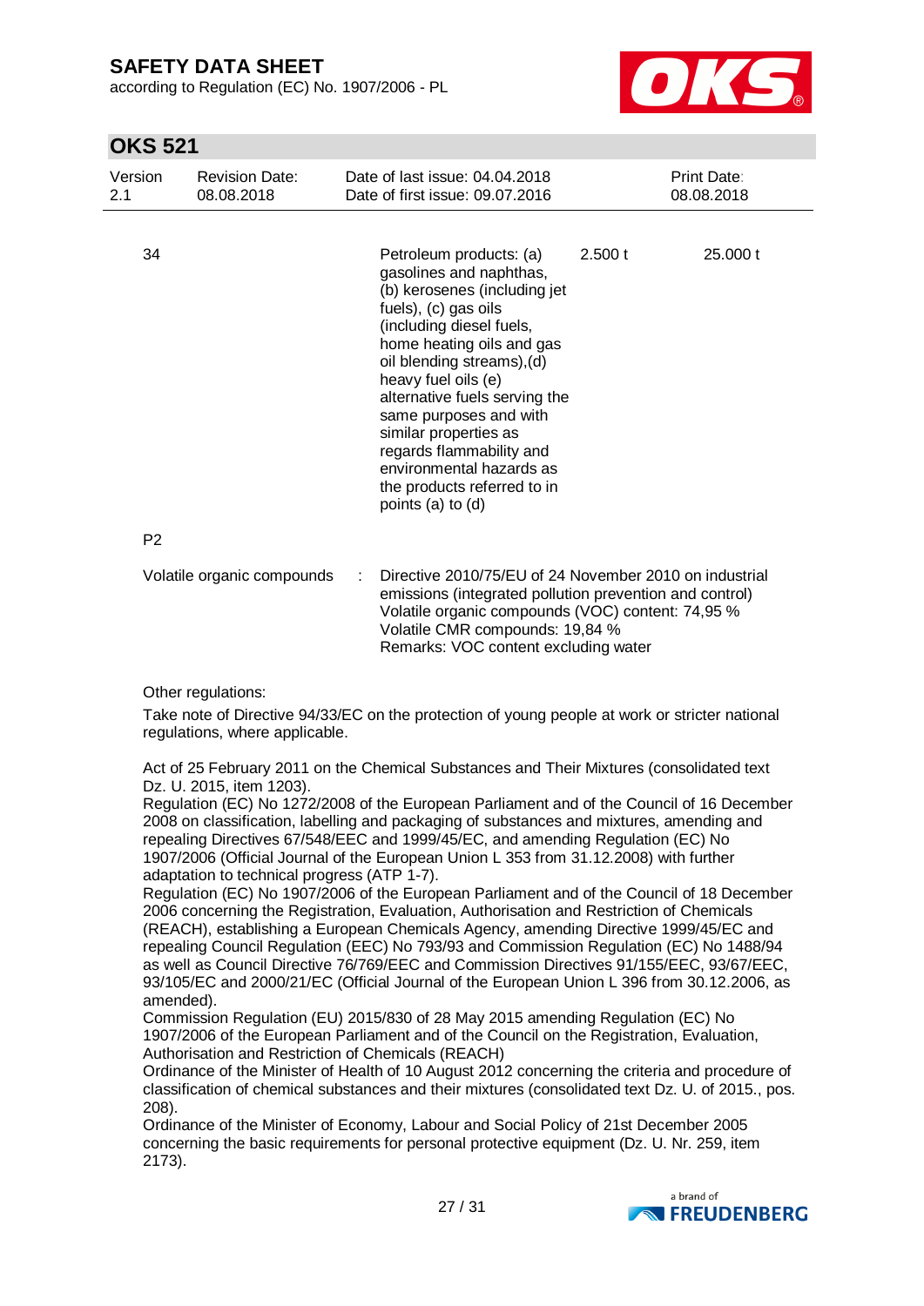| | | | |
|---|---|---|---|
| 34 | Petroleum products: (a) gasolines and naphthas, (b) kerosenes (including jet fuels), (c) gas oils (including diesel fuels, home heating oils and gas oil blending streams),(d) heavy fuel oils (e) alternative fuels serving the same purposes and with similar properties as regards flammability and environmental hazards as the products referred to in points (a) to (d) | 2.500 t | 25.000 t |
| P2 | | | |

Volatile organic compounds : Directive 2010/75/EU of 24 November 2010 on industrial emissions (integrated pollution prevention and control)
Volatile organic compounds (VOC) content: 74,95 %
Volatile CMR compounds: 19,84 %
Remarks: VOC content excluding water

Other regulations:

Take note of Directive 94/33/EC on the protection of young people at work or stricter national regulations, where applicable.

Act of 25 February 2011 on the Chemical Substances and Their Mixtures (consolidated text Dz. U. 2015, item 1203).
Regulation (EC) No 1272/2008 of the European Parliament and of the Council of 16 December 2008 on classification, labelling and packaging of substances and mixtures, amending and repealing Directives 67/548/EEC and 1999/45/EC, and amending Regulation (EC) No 1907/2006 (Official Journal of the European Union L 353 from 31.12.2008) with further adaptation to technical progress (ATP 1-7).
Regulation (EC) No 1907/2006 of the European Parliament and of the Council of 18 December 2006 concerning the Registration, Evaluation, Authorisation and Restriction of Chemicals (REACH), establishing a European Chemicals Agency, amending Directive 1999/45/EC and repealing Council Regulation (EEC) No 793/93 and Commission Regulation (EC) No 1488/94 as well as Council Directive 76/769/EEC and Commission Directives 91/155/EEC, 93/67/EEC, 93/105/EC and 2000/21/EC (Official Journal of the European Union L 396 from 30.12.2006, as amended).
Commission Regulation (EU) 2015/830 of 28 May 2015 amending Regulation (EC) No 1907/2006 of the European Parliament and of the Council on the Registration, Evaluation, Authorisation and Restriction of Chemicals (REACH)
Ordinance of the Minister of Health of 10 August 2012 concerning the criteria and procedure of classification of chemical substances and their mixtures (consolidated text Dz. U. of 2015., pos. 208).
Ordinance of the Minister of Economy, Labour and Social Policy of 21st December 2005 concerning the basic requirements for personal protective equipment (Dz. U. Nr. 259, item 2173).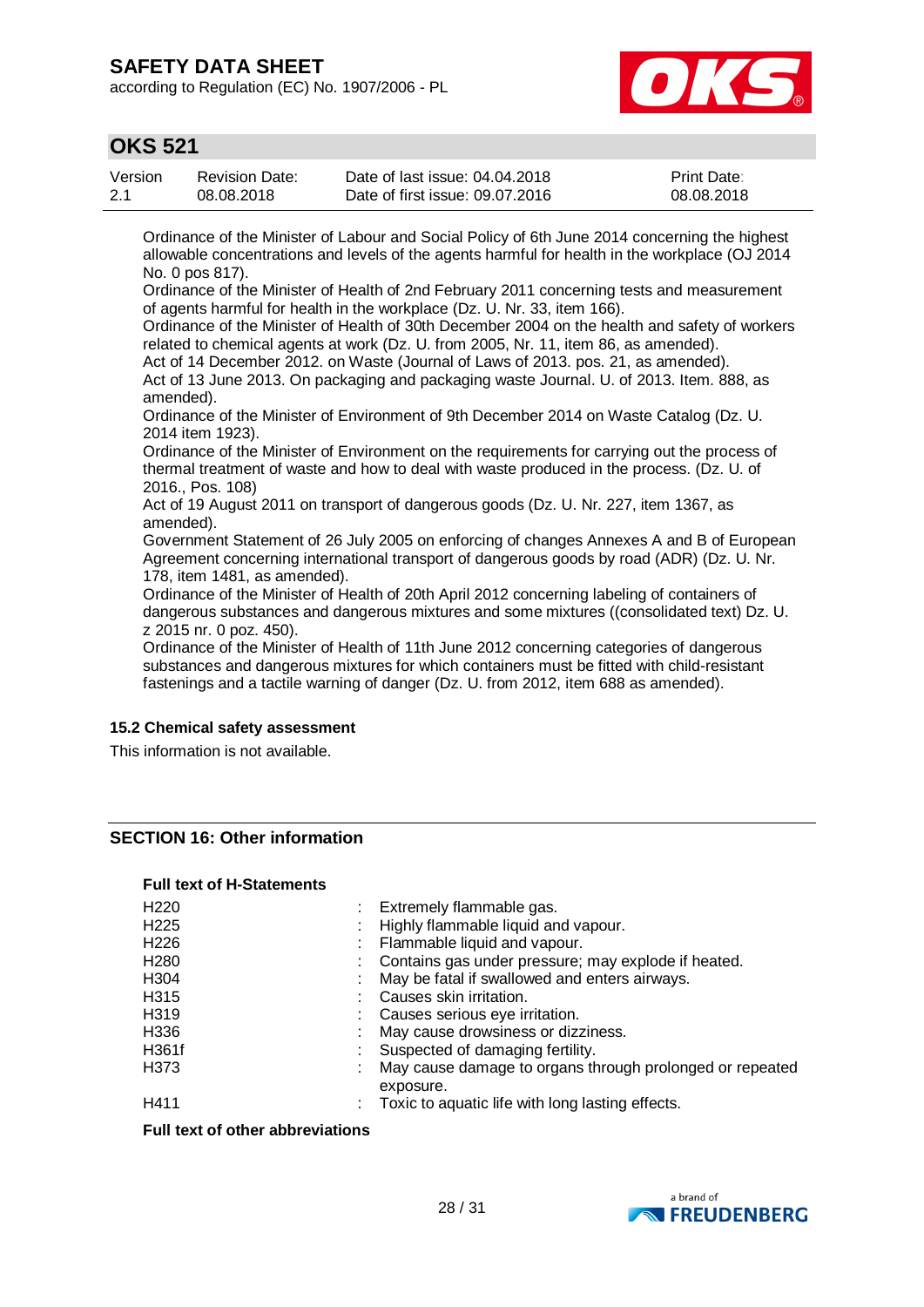Ordinance of the Minister of Labour and Social Policy of 6th June 2014 concerning the highest allowable concentrations and levels of the agents harmful for health in the workplace (OJ 2014 No. 0 pos 817).
Ordinance of the Minister of Health of 2nd February 2011 concerning tests and measurement of agents harmful for health in the workplace (Dz. U. Nr. 33, item 166).
Ordinance of the Minister of Health of 30th December 2004 on the health and safety of workers related to chemical agents at work (Dz. U. from 2005, Nr. 11, item 86, as amended).
Act of 14 December 2012. on Waste (Journal of Laws of 2013. pos. 21, as amended).
Act of 13 June 2013. On packaging and packaging waste Journal. U. of 2013. Item. 888, as amended).
Ordinance of the Minister of Environment of 9th December 2014 on Waste Catalog (Dz. U. 2014 item 1923).
Ordinance of the Minister of Environment on the requirements for carrying out the process of thermal treatment of waste and how to deal with waste produced in the process. (Dz. U. of 2016., Pos. 108)
Act of 19 August 2011 on transport of dangerous goods (Dz. U. Nr. 227, item 1367, as amended).
Government Statement of 26 July 2005 on enforcing of changes Annexes A and B of European Agreement concerning international transport of dangerous goods by road (ADR) (Dz. U. Nr. 178, item 1481, as amended).
Ordinance of the Minister of Health of 20th April 2012 concerning labeling of containers of dangerous substances and dangerous mixtures and some mixtures ((consolidated text) Dz. U. z 2015 nr. 0 poz. 450).
Ordinance of the Minister of Health of 11th June 2012 concerning categories of dangerous substances and dangerous mixtures for which containers must be fitted with child-resistant fastenings and a tactile warning of danger (Dz. U. from 2012, item 688 as amended).

### 15.2 Chemical safety assessment

This information is not available.

## SECTION 16: Other information

**Full text of H-Statements**

| | | |
|---|---|---|
| H220 | : | Extremely flammable gas. |
| H225 | : | Highly flammable liquid and vapour. |
| H226 | : | Flammable liquid and vapour. |
| H280 | : | Contains gas under pressure; may explode if heated. |
| H304 | : | May be fatal if swallowed and enters airways. |
| H315 | : | Causes skin irritation. |
| H319 | : | Causes serious eye irritation. |
| H336 | : | May cause drowsiness or dizziness. |
| H361f | : | Suspected of damaging fertility. |
| H373 | : | May cause damage to organs through prolonged or repeated exposure. |
| H411 | : | Toxic to aquatic life with long lasting effects. |

**Full text of other abbreviations**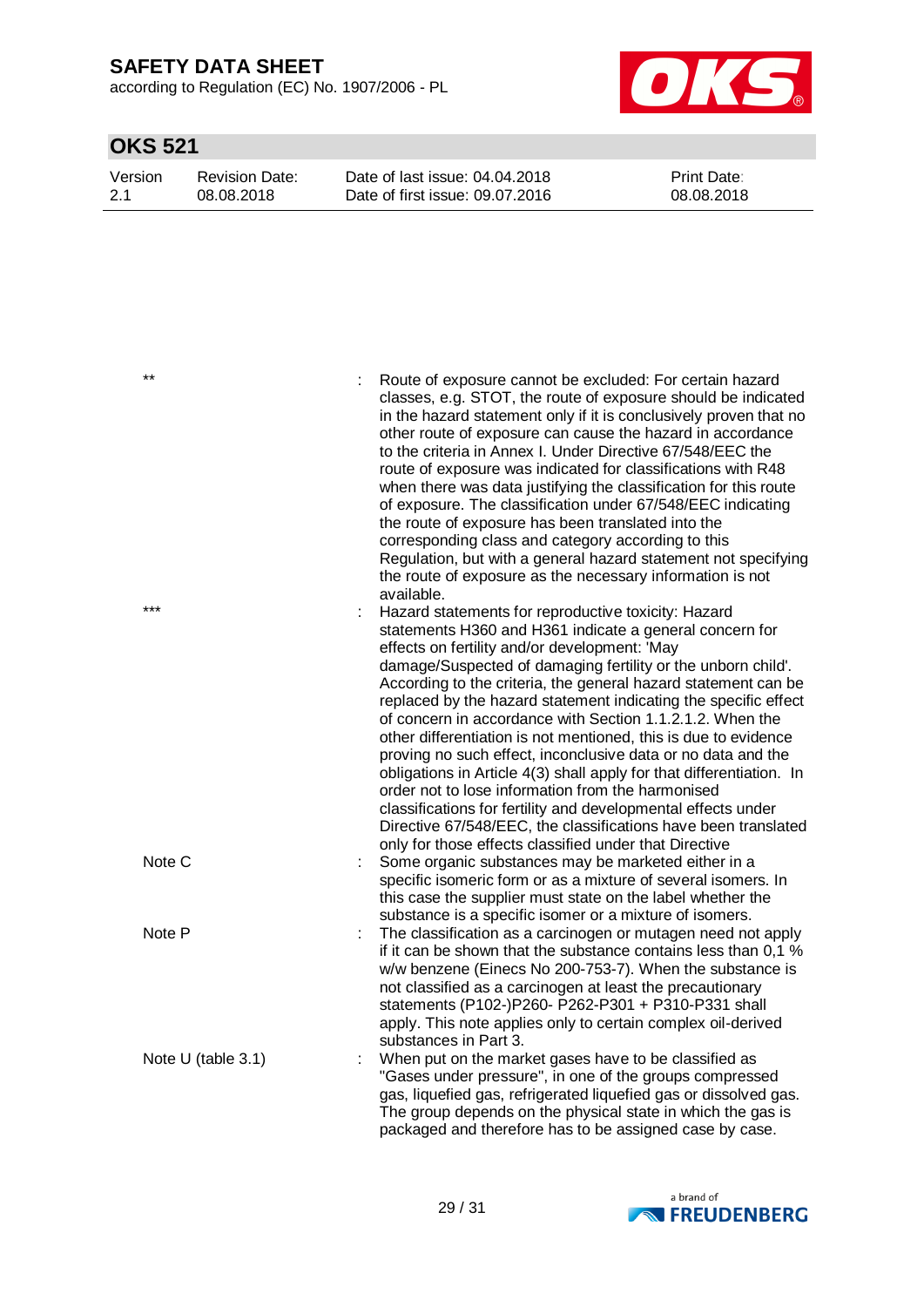| | | |
|---|---|---|
| ** | : | Route of exposure cannot be excluded: For certain hazard classes, e.g. STOT, the route of exposure should be indicated in the hazard statement only if it is conclusively proven that no other route of exposure can cause the hazard in accordance to the criteria in Annex I. Under Directive 67/548/EEC the route of exposure was indicated for classifications with R48 when there was data justifying the classification for this route of exposure. The classification under 67/548/EEC indicating the route of exposure has been translated into the corresponding class and category according to this Regulation, but with a general hazard statement not specifying the route of exposure as the necessary information is not available. |
| *** | : | Hazard statements for reproductive toxicity: Hazard statements H360 and H361 indicate a general concern for effects on fertility and/or development: 'May damage/Suspected of damaging fertility or the unborn child'. According to the criteria, the general hazard statement can be replaced by the hazard statement indicating the specific effect of concern in accordance with Section 1.1.2.1.2. When the other differentiation is not mentioned, this is due to evidence proving no such effect, inconclusive data or no data and the obligations in Article 4(3) shall apply for that differentiation. In order not to lose information from the harmonised classifications for fertility and developmental effects under Directive 67/548/EEC, the classifications have been translated only for those effects classified under that Directive |
| Note C | : | Some organic substances may be marketed either in a specific isomeric form or as a mixture of several isomers. In this case the supplier must state on the label whether the substance is a specific isomer or a mixture of isomers. |
| Note P | : | The classification as a carcinogen or mutagen need not apply if it can be shown that the substance contains less than 0,1 % w/w benzene (Einecs No 200-753-7). When the substance is not classified as a carcinogen at least the precautionary statements (P102-)P260- P262-P301 + P310-P331 shall apply. This note applies only to certain complex oil-derived substances in Part 3. |
| Note U (table 3.1) | : | When put on the market gases have to be classified as "Gases under pressure", in one of the groups compressed gas, liquefied gas, refrigerated liquefied gas or dissolved gas. The group depends on the physical state in which the gas is packaged and therefore has to be assigned case by case. |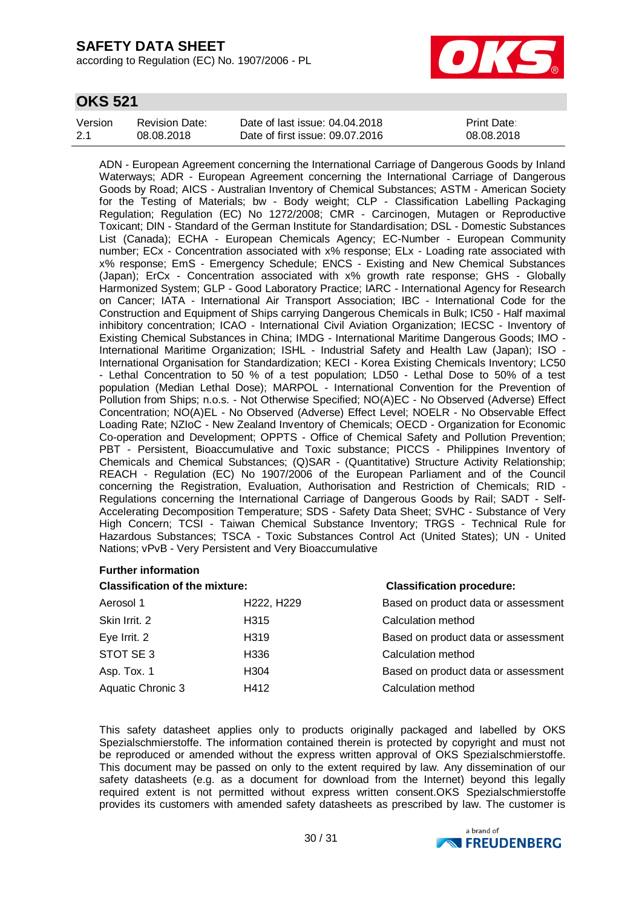ADN - European Agreement concerning the International Carriage of Dangerous Goods by Inland Waterways; ADR - European Agreement concerning the International Carriage of Dangerous Goods by Road; AICS - Australian Inventory of Chemical Substances; ASTM - American Society for the Testing of Materials; bw - Body weight; CLP - Classification Labelling Packaging Regulation; Regulation (EC) No 1272/2008; CMR - Carcinogen, Mutagen or Reproductive Toxicant; DIN - Standard of the German Institute for Standardisation; DSL - Domestic Substances List (Canada); ECHA - European Chemicals Agency; EC-Number - European Community number; ECx - Concentration associated with x% response; ELx - Loading rate associated with x% response; EmS - Emergency Schedule; ENCS - Existing and New Chemical Substances (Japan); ErCx - Concentration associated with x% growth rate response; GHS - Globally Harmonized System; GLP - Good Laboratory Practice; IARC - International Agency for Research on Cancer; IATA - International Air Transport Association; IBC - International Code for the Construction and Equipment of Ships carrying Dangerous Chemicals in Bulk; IC50 - Half maximal inhibitory concentration; ICAO - International Civil Aviation Organization; IECSC - Inventory of Existing Chemical Substances in China; IMDG - International Maritime Dangerous Goods; IMO - International Maritime Organization; ISHL - Industrial Safety and Health Law (Japan); ISO - International Organisation for Standardization; KECI - Korea Existing Chemicals Inventory; LC50 - Lethal Concentration to 50 % of a test population; LD50 - Lethal Dose to 50% of a test population (Median Lethal Dose); MARPOL - International Convention for the Prevention of Pollution from Ships; n.o.s. - Not Otherwise Specified; NO(A)EC - No Observed (Adverse) Effect Concentration; NO(A)EL - No Observed (Adverse) Effect Level; NOELR - No Observable Effect Loading Rate; NZIoC - New Zealand Inventory of Chemicals; OECD - Organization for Economic Co-operation and Development; OPPTS - Office of Chemical Safety and Pollution Prevention; PBT - Persistent, Bioaccumulative and Toxic substance; PICCS - Philippines Inventory of Chemicals and Chemical Substances; (Q)SAR - (Quantitative) Structure Activity Relationship; REACH - Regulation (EC) No 1907/2006 of the European Parliament and of the Council concerning the Registration, Evaluation, Authorisation and Restriction of Chemicals; RID - Regulations concerning the International Carriage of Dangerous Goods by Rail; SADT - Self-Accelerating Decomposition Temperature; SDS - Safety Data Sheet; SVHC - Substance of Very High Concern; TCSI - Taiwan Chemical Substance Inventory; TRGS - Technical Rule for Hazardous Substances; TSCA - Toxic Substances Control Act (United States); UN - United Nations; vPvB - Very Persistent and Very Bioaccumulative

**Further information**

| **Classification of the mixture:** | | **Classification procedure:** |
|---|---|---|
| Aerosol 1 | H222, H229 | Based on product data or assessment |
| Skin Irrit. 2 | H315 | Calculation method |
| Eye Irrit. 2 | H319 | Based on product data or assessment |
| STOT SE 3 | H336 | Calculation method |
| Asp. Tox. 1 | H304 | Based on product data or assessment |
| Aquatic Chronic 3 | H412 | Calculation method |

This safety datasheet applies only to products originally packaged and labelled by OKS Spezialschmierstoffe. The information contained therein is protected by copyright and must not be reproduced or amended without the express written approval of OKS Spezialschmierstoffe. This document may be passed on only to the extent required by law. Any dissemination of our safety datasheets (e.g. as a document for download from the Internet) beyond this legally required extent is not permitted without express written consent.OKS Spezialschmierstoffe provides its customers with amended safety datasheets as prescribed by law. The customer is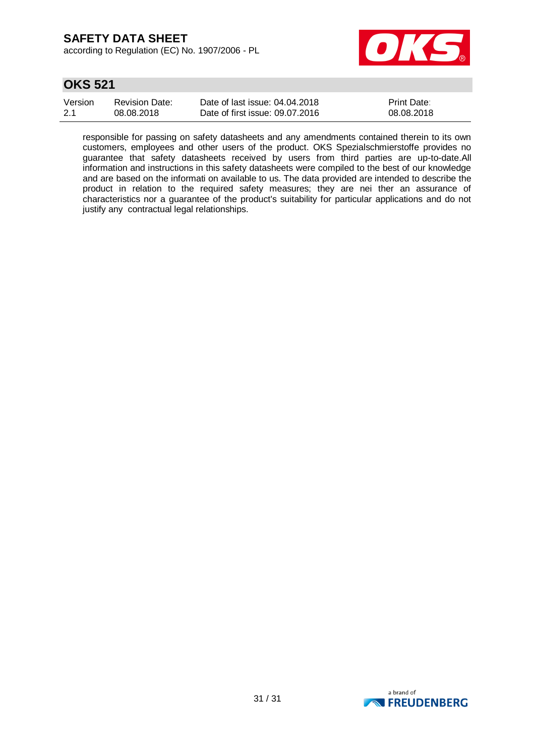responsible for passing on safety datasheets and any amendments contained therein to its own customers, employees and other users of the product. OKS Spezialschmierstoffe provides no guarantee that safety datasheets received by users from third parties are up-to-date.All information and instructions in this safety datasheets were compiled to the best of our knowledge and are based on the informati on available to us. The data provided are intended to describe the product in relation to the required safety measures; they are nei ther an assurance of characteristics nor a guarantee of the product's suitability for particular applications and do not justify any contractual legal relationships.